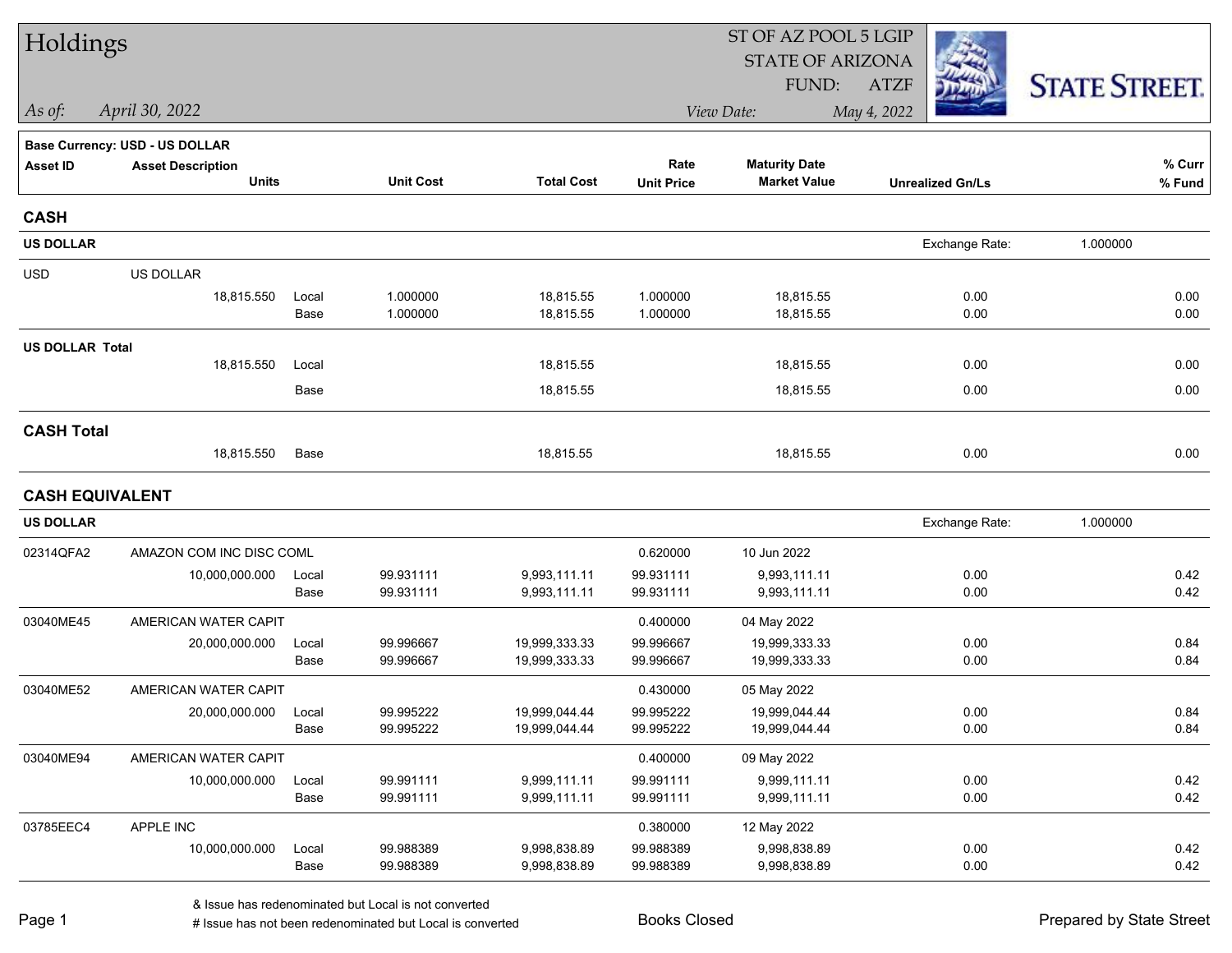# Holdings

ST OF AZ POOL 5 LGIP
STATE OF ARIZONA
FUND: ATZF

*As of:* *April 30, 2022*

*View Date:* *May 4, 2022*

STATE STREET.

**Base Currency: USD - US DOLLAR**

| Asset ID | Asset Description / Units | | Unit Cost | Total Cost | Rate / Unit Price | Maturity Date / Market Value | Unrealized Gn/Ls | % Curr / % Fund |
|---|---|---|---|---|---|---|---|---|
| **CASH** | | | | | | | | |
| **US DOLLAR** | | | | | | | Exchange Rate: | 1.000000 |
| USD | US DOLLAR | | | | | | | |
| | 18,815.550 | Local | 1.000000 | 18,815.55 | 1.000000 | 18,815.55 | 0.00 | 0.00 |
| | | Base | 1.000000 | 18,815.55 | 1.000000 | 18,815.55 | 0.00 | 0.00 |
| **US DOLLAR Total** | | | | | | | | |
| | 18,815.550 | Local | | 18,815.55 | | 18,815.55 | 0.00 | 0.00 |
| | | Base | | 18,815.55 | | 18,815.55 | 0.00 | 0.00 |
| **CASH Total** | | | | | | | | |
| | 18,815.550 | Base | | 18,815.55 | | 18,815.55 | 0.00 | 0.00 |
| **CASH EQUIVALENT** | | | | | | | | |
| **US DOLLAR** | | | | | | | Exchange Rate: | 1.000000 |
| 02314QFA2 | AMAZON COM INC DISC COML | | | | 0.620000 | 10 Jun 2022 | | |
| | 10,000,000.000 | Local | 99.931111 | 9,993,111.11 | 99.931111 | 9,993,111.11 | 0.00 | 0.42 |
| | | Base | 99.931111 | 9,993,111.11 | 99.931111 | 9,993,111.11 | 0.00 | 0.42 |
| 03040ME45 | AMERICAN WATER CAPIT | | | | 0.400000 | 04 May 2022 | | |
| | 20,000,000.000 | Local | 99.996667 | 19,999,333.33 | 99.996667 | 19,999,333.33 | 0.00 | 0.84 |
| | | Base | 99.996667 | 19,999,333.33 | 99.996667 | 19,999,333.33 | 0.00 | 0.84 |
| 03040ME52 | AMERICAN WATER CAPIT | | | | 0.430000 | 05 May 2022 | | |
| | 20,000,000.000 | Local | 99.995222 | 19,999,044.44 | 99.995222 | 19,999,044.44 | 0.00 | 0.84 |
| | | Base | 99.995222 | 19,999,044.44 | 99.995222 | 19,999,044.44 | 0.00 | 0.84 |
| 03040ME94 | AMERICAN WATER CAPIT | | | | 0.400000 | 09 May 2022 | | |
| | 10,000,000.000 | Local | 99.991111 | 9,999,111.11 | 99.991111 | 9,999,111.11 | 0.00 | 0.42 |
| | | Base | 99.991111 | 9,999,111.11 | 99.991111 | 9,999,111.11 | 0.00 | 0.42 |
| 03785EEC4 | APPLE INC | | | | 0.380000 | 12 May 2022 | | |
| | 10,000,000.000 | Local | 99.988389 | 9,998,838.89 | 99.988389 | 9,998,838.89 | 0.00 | 0.42 |
| | | Base | 99.988389 | 9,998,838.89 | 99.988389 | 9,998,838.89 | 0.00 | 0.42 |

& Issue has redenominated but Local is not converted
# Issue has not been redenominated but Local is converted

Books Closed

Prepared by State Street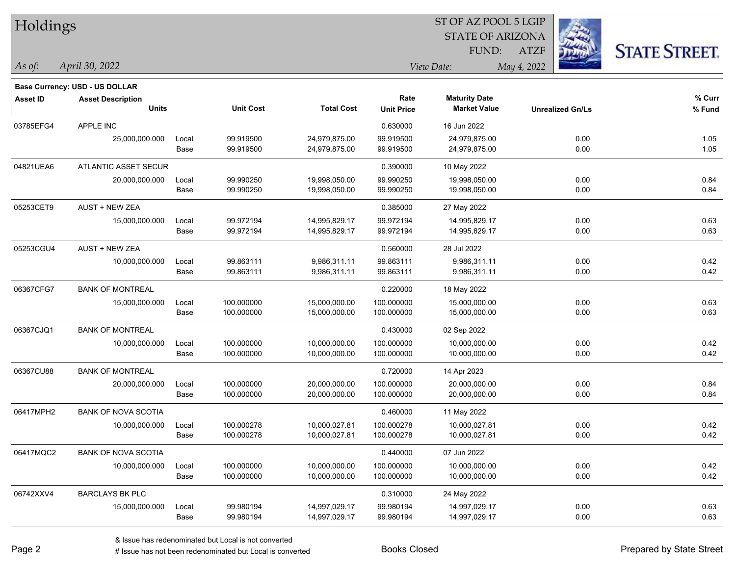# Holdings

ST OF AZ POOL 5 LGIP
STATE OF ARIZONA
FUND: ATZF

*As of:* *April 30, 2022*

*View Date:* *May 4, 2022*

**Base Currency: USD - US DOLLAR**

| Asset ID | Asset Description / Units | | Unit Cost | Total Cost | Rate / Unit Price | Maturity Date / Market Value | Unrealized Gn/Ls | % Curr / % Fund |
|---|---|---|---|---|---|---|---|---|
| 03785EFG4 | APPLE INC | | | | 0.630000 | 16 Jun 2022 | | |
| | 25,000,000.000 | Local | 99.919500 | 24,979,875.00 | 99.919500 | 24,979,875.00 | 0.00 | 1.05 |
| | | Base | 99.919500 | 24,979,875.00 | 99.919500 | 24,979,875.00 | 0.00 | 1.05 |
| 04821UEA6 | ATLANTIC ASSET SECUR | | | | 0.390000 | 10 May 2022 | | |
| | 20,000,000.000 | Local | 99.990250 | 19,998,050.00 | 99.990250 | 19,998,050.00 | 0.00 | 0.84 |
| | | Base | 99.990250 | 19,998,050.00 | 99.990250 | 19,998,050.00 | 0.00 | 0.84 |
| 05253CET9 | AUST + NEW ZEA | | | | 0.385000 | 27 May 2022 | | |
| | 15,000,000.000 | Local | 99.972194 | 14,995,829.17 | 99.972194 | 14,995,829.17 | 0.00 | 0.63 |
| | | Base | 99.972194 | 14,995,829.17 | 99.972194 | 14,995,829.17 | 0.00 | 0.63 |
| 05253CGU4 | AUST + NEW ZEA | | | | 0.560000 | 28 Jul 2022 | | |
| | 10,000,000.000 | Local | 99.863111 | 9,986,311.11 | 99.863111 | 9,986,311.11 | 0.00 | 0.42 |
| | | Base | 99.863111 | 9,986,311.11 | 99.863111 | 9,986,311.11 | 0.00 | 0.42 |
| 06367CFG7 | BANK OF MONTREAL | | | | 0.220000 | 18 May 2022 | | |
| | 15,000,000.000 | Local | 100.000000 | 15,000,000.00 | 100.000000 | 15,000,000.00 | 0.00 | 0.63 |
| | | Base | 100.000000 | 15,000,000.00 | 100.000000 | 15,000,000.00 | 0.00 | 0.63 |
| 06367CJQ1 | BANK OF MONTREAL | | | | 0.430000 | 02 Sep 2022 | | |
| | 10,000,000.000 | Local | 100.000000 | 10,000,000.00 | 100.000000 | 10,000,000.00 | 0.00 | 0.42 |
| | | Base | 100.000000 | 10,000,000.00 | 100.000000 | 10,000,000.00 | 0.00 | 0.42 |
| 06367CU88 | BANK OF MONTREAL | | | | 0.720000 | 14 Apr 2023 | | |
| | 20,000,000.000 | Local | 100.000000 | 20,000,000.00 | 100.000000 | 20,000,000.00 | 0.00 | 0.84 |
| | | Base | 100.000000 | 20,000,000.00 | 100.000000 | 20,000,000.00 | 0.00 | 0.84 |
| 06417MPH2 | BANK OF NOVA SCOTIA | | | | 0.460000 | 11 May 2022 | | |
| | 10,000,000.000 | Local | 100.000278 | 10,000,027.81 | 100.000278 | 10,000,027.81 | 0.00 | 0.42 |
| | | Base | 100.000278 | 10,000,027.81 | 100.000278 | 10,000,027.81 | 0.00 | 0.42 |
| 06417MQC2 | BANK OF NOVA SCOTIA | | | | 0.440000 | 07 Jun 2022 | | |
| | 10,000,000.000 | Local | 100.000000 | 10,000,000.00 | 100.000000 | 10,000,000.00 | 0.00 | 0.42 |
| | | Base | 100.000000 | 10,000,000.00 | 100.000000 | 10,000,000.00 | 0.00 | 0.42 |
| 06742XXV4 | BARCLAYS BK PLC | | | | 0.310000 | 24 May 2022 | | |
| | 15,000,000.000 | Local | 99.980194 | 14,997,029.17 | 99.980194 | 14,997,029.17 | 0.00 | 0.63 |
| | | Base | 99.980194 | 14,997,029.17 | 99.980194 | 14,997,029.17 | 0.00 | 0.63 |

& Issue has redenominated but Local is not converted
# Issue has not been redenominated but Local is converted

Books Closed

Prepared by State Street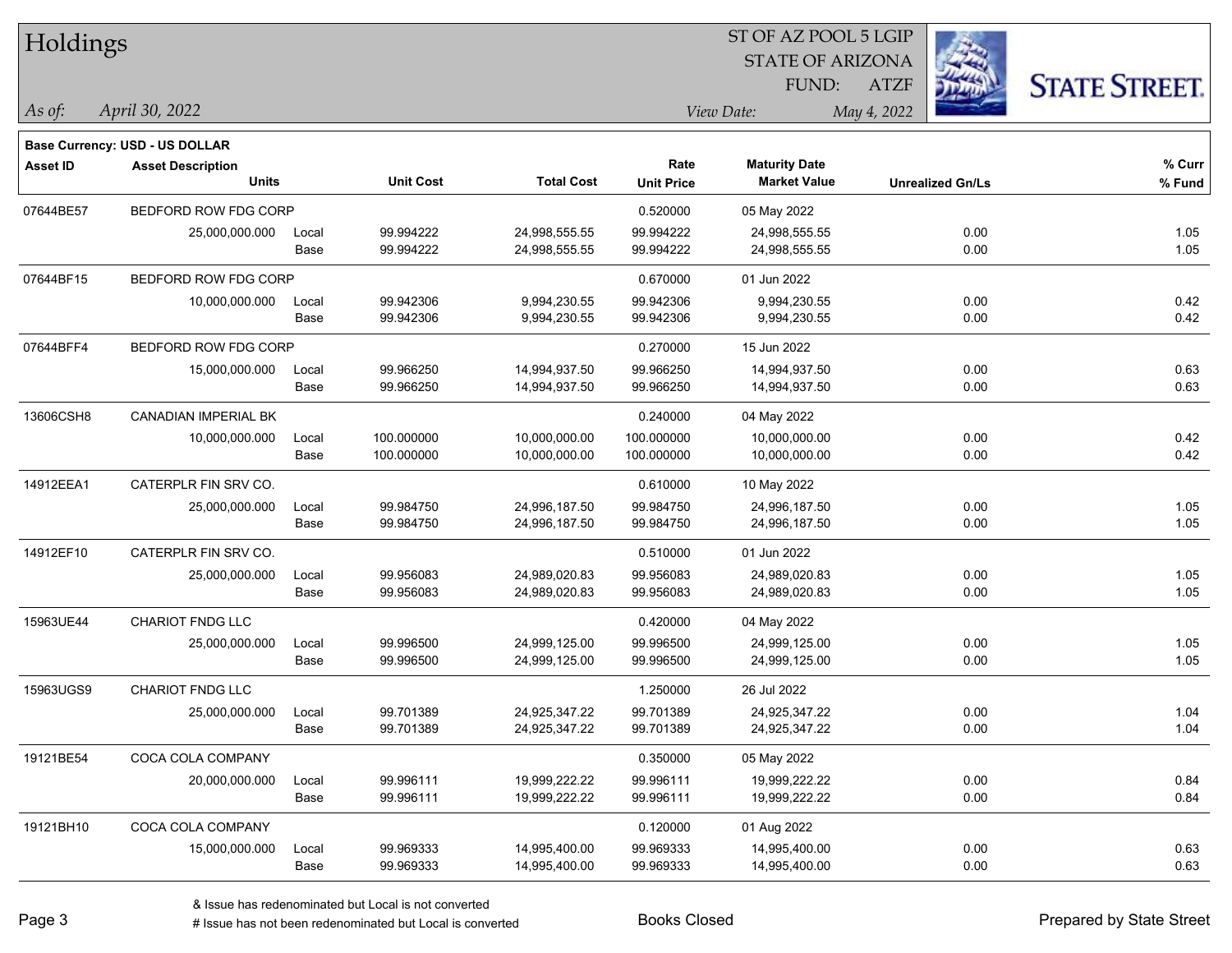# Holdings

ST OF AZ POOL 5 LGIP
STATE OF ARIZONA
FUND: ATZF

*As of:* *April 30, 2022*

*View Date:* *May 4, 2022*

STATE STREET.

**Base Currency: USD - US DOLLAR**

| Asset ID | Asset Description / Units | | Unit Cost | Total Cost | Rate / Unit Price | Maturity Date / Market Value | Unrealized Gn/Ls | % Curr / % Fund |
|---|---|---|---|---|---|---|---|---|
| 07644BE57 | BEDFORD ROW FDG CORP | | | | 0.520000 | 05 May 2022 | | |
| | 25,000,000.000 | Local | 99.994222 | 24,998,555.55 | 99.994222 | 24,998,555.55 | 0.00 | 1.05 |
| | | Base | 99.994222 | 24,998,555.55 | 99.994222 | 24,998,555.55 | 0.00 | 1.05 |
| 07644BF15 | BEDFORD ROW FDG CORP | | | | 0.670000 | 01 Jun 2022 | | |
| | 10,000,000.000 | Local | 99.942306 | 9,994,230.55 | 99.942306 | 9,994,230.55 | 0.00 | 0.42 |
| | | Base | 99.942306 | 9,994,230.55 | 99.942306 | 9,994,230.55 | 0.00 | 0.42 |
| 07644BFF4 | BEDFORD ROW FDG CORP | | | | 0.270000 | 15 Jun 2022 | | |
| | 15,000,000.000 | Local | 99.966250 | 14,994,937.50 | 99.966250 | 14,994,937.50 | 0.00 | 0.63 |
| | | Base | 99.966250 | 14,994,937.50 | 99.966250 | 14,994,937.50 | 0.00 | 0.63 |
| 13606CSH8 | CANADIAN IMPERIAL BK | | | | 0.240000 | 04 May 2022 | | |
| | 10,000,000.000 | Local | 100.000000 | 10,000,000.00 | 100.000000 | 10,000,000.00 | 0.00 | 0.42 |
| | | Base | 100.000000 | 10,000,000.00 | 100.000000 | 10,000,000.00 | 0.00 | 0.42 |
| 14912EEA1 | CATERPLR FIN SRV CO. | | | | 0.610000 | 10 May 2022 | | |
| | 25,000,000.000 | Local | 99.984750 | 24,996,187.50 | 99.984750 | 24,996,187.50 | 0.00 | 1.05 |
| | | Base | 99.984750 | 24,996,187.50 | 99.984750 | 24,996,187.50 | 0.00 | 1.05 |
| 14912EF10 | CATERPLR FIN SRV CO. | | | | 0.510000 | 01 Jun 2022 | | |
| | 25,000,000.000 | Local | 99.956083 | 24,989,020.83 | 99.956083 | 24,989,020.83 | 0.00 | 1.05 |
| | | Base | 99.956083 | 24,989,020.83 | 99.956083 | 24,989,020.83 | 0.00 | 1.05 |
| 15963UE44 | CHARIOT FNDG LLC | | | | 0.420000 | 04 May 2022 | | |
| | 25,000,000.000 | Local | 99.996500 | 24,999,125.00 | 99.996500 | 24,999,125.00 | 0.00 | 1.05 |
| | | Base | 99.996500 | 24,999,125.00 | 99.996500 | 24,999,125.00 | 0.00 | 1.05 |
| 15963UGS9 | CHARIOT FNDG LLC | | | | 1.250000 | 26 Jul 2022 | | |
| | 25,000,000.000 | Local | 99.701389 | 24,925,347.22 | 99.701389 | 24,925,347.22 | 0.00 | 1.04 |
| | | Base | 99.701389 | 24,925,347.22 | 99.701389 | 24,925,347.22 | 0.00 | 1.04 |
| 19121BE54 | COCA COLA COMPANY | | | | 0.350000 | 05 May 2022 | | |
| | 20,000,000.000 | Local | 99.996111 | 19,999,222.22 | 99.996111 | 19,999,222.22 | 0.00 | 0.84 |
| | | Base | 99.996111 | 19,999,222.22 | 99.996111 | 19,999,222.22 | 0.00 | 0.84 |
| 19121BH10 | COCA COLA COMPANY | | | | 0.120000 | 01 Aug 2022 | | |
| | 15,000,000.000 | Local | 99.969333 | 14,995,400.00 | 99.969333 | 14,995,400.00 | 0.00 | 0.63 |
| | | Base | 99.969333 | 14,995,400.00 | 99.969333 | 14,995,400.00 | 0.00 | 0.63 |

& Issue has redenominated but Local is not converted

# Issue has not been redenominated but Local is converted

Books Closed

Prepared by State Street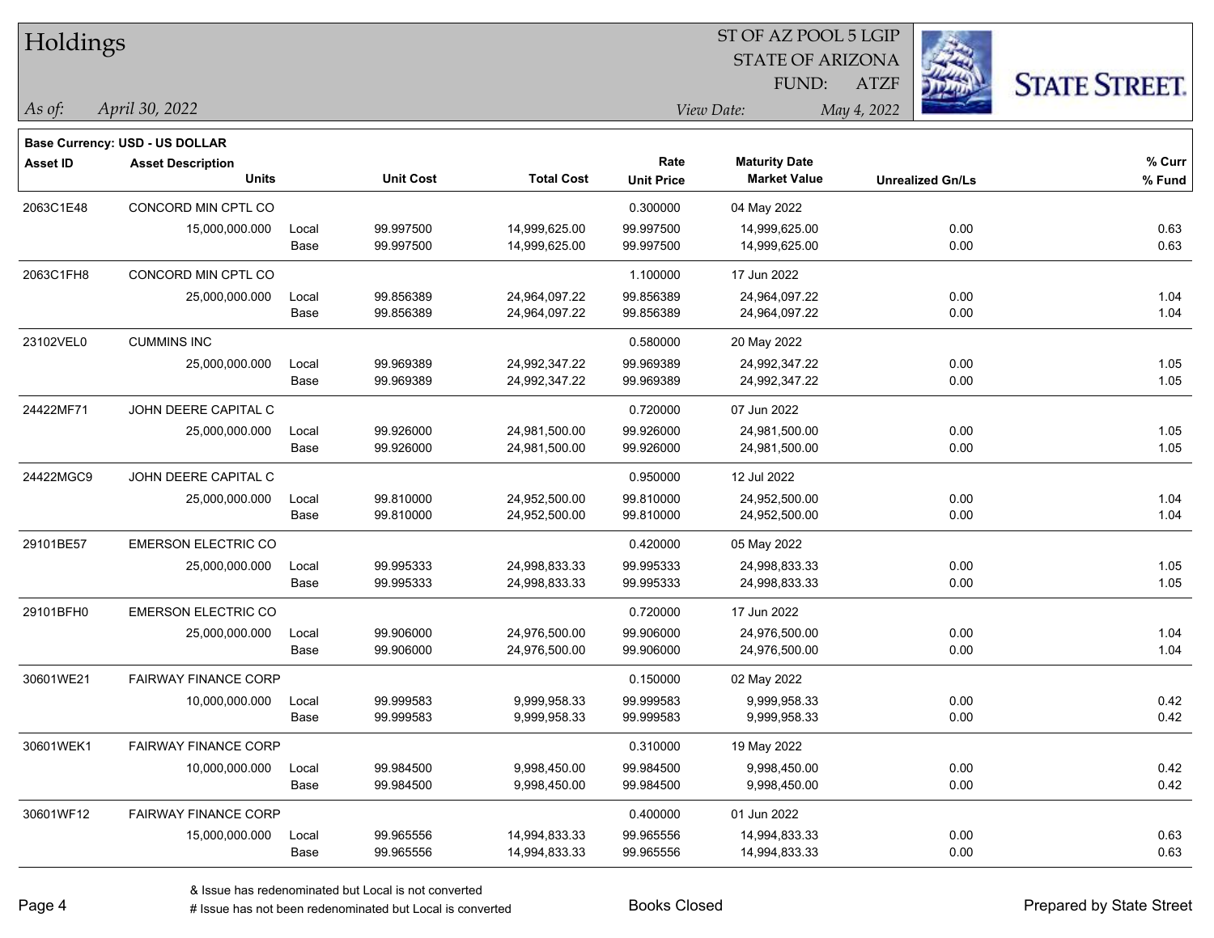# Holdings

ST OF AZ POOL 5 LGIP
STATE OF ARIZONA
FUND: ATZF

*As of:* *April 30, 2022*

*View Date:* *May 4, 2022*

**Base Currency: USD - US DOLLAR**

| Asset ID | Asset Description / Units | | Unit Cost | Total Cost | Rate / Unit Price | Maturity Date / Market Value | Unrealized Gn/Ls | % Curr / % Fund |
|---|---|---|---|---|---|---|---|---|
| 2063C1E48 | CONCORD MIN CPTL CO | | | | 0.300000 | 04 May 2022 | | |
| | 15,000,000.000 | Local | 99.997500 | 14,999,625.00 | 99.997500 | 14,999,625.00 | 0.00 | 0.63 |
| | | Base | 99.997500 | 14,999,625.00 | 99.997500 | 14,999,625.00 | 0.00 | 0.63 |
| 2063C1FH8 | CONCORD MIN CPTL CO | | | | 1.100000 | 17 Jun 2022 | | |
| | 25,000,000.000 | Local | 99.856389 | 24,964,097.22 | 99.856389 | 24,964,097.22 | 0.00 | 1.04 |
| | | Base | 99.856389 | 24,964,097.22 | 99.856389 | 24,964,097.22 | 0.00 | 1.04 |
| 23102VEL0 | CUMMINS INC | | | | 0.580000 | 20 May 2022 | | |
| | 25,000,000.000 | Local | 99.969389 | 24,992,347.22 | 99.969389 | 24,992,347.22 | 0.00 | 1.05 |
| | | Base | 99.969389 | 24,992,347.22 | 99.969389 | 24,992,347.22 | 0.00 | 1.05 |
| 24422MF71 | JOHN DEERE CAPITAL C | | | | 0.720000 | 07 Jun 2022 | | |
| | 25,000,000.000 | Local | 99.926000 | 24,981,500.00 | 99.926000 | 24,981,500.00 | 0.00 | 1.05 |
| | | Base | 99.926000 | 24,981,500.00 | 99.926000 | 24,981,500.00 | 0.00 | 1.05 |
| 24422MGC9 | JOHN DEERE CAPITAL C | | | | 0.950000 | 12 Jul 2022 | | |
| | 25,000,000.000 | Local | 99.810000 | 24,952,500.00 | 99.810000 | 24,952,500.00 | 0.00 | 1.04 |
| | | Base | 99.810000 | 24,952,500.00 | 99.810000 | 24,952,500.00 | 0.00 | 1.04 |
| 29101BE57 | EMERSON ELECTRIC CO | | | | 0.420000 | 05 May 2022 | | |
| | 25,000,000.000 | Local | 99.995333 | 24,998,833.33 | 99.995333 | 24,998,833.33 | 0.00 | 1.05 |
| | | Base | 99.995333 | 24,998,833.33 | 99.995333 | 24,998,833.33 | 0.00 | 1.05 |
| 29101BFH0 | EMERSON ELECTRIC CO | | | | 0.720000 | 17 Jun 2022 | | |
| | 25,000,000.000 | Local | 99.906000 | 24,976,500.00 | 99.906000 | 24,976,500.00 | 0.00 | 1.04 |
| | | Base | 99.906000 | 24,976,500.00 | 99.906000 | 24,976,500.00 | 0.00 | 1.04 |
| 30601WE21 | FAIRWAY FINANCE CORP | | | | 0.150000 | 02 May 2022 | | |
| | 10,000,000.000 | Local | 99.999583 | 9,999,958.33 | 99.999583 | 9,999,958.33 | 0.00 | 0.42 |
| | | Base | 99.999583 | 9,999,958.33 | 99.999583 | 9,999,958.33 | 0.00 | 0.42 |
| 30601WEK1 | FAIRWAY FINANCE CORP | | | | 0.310000 | 19 May 2022 | | |
| | 10,000,000.000 | Local | 99.984500 | 9,998,450.00 | 99.984500 | 9,998,450.00 | 0.00 | 0.42 |
| | | Base | 99.984500 | 9,998,450.00 | 99.984500 | 9,998,450.00 | 0.00 | 0.42 |
| 30601WF12 | FAIRWAY FINANCE CORP | | | | 0.400000 | 01 Jun 2022 | | |
| | 15,000,000.000 | Local | 99.965556 | 14,994,833.33 | 99.965556 | 14,994,833.33 | 0.00 | 0.63 |
| | | Base | 99.965556 | 14,994,833.33 | 99.965556 | 14,994,833.33 | 0.00 | 0.63 |

& Issue has redenominated but Local is not converted
# Issue has not been redenominated but Local is converted

Books Closed

Prepared by State Street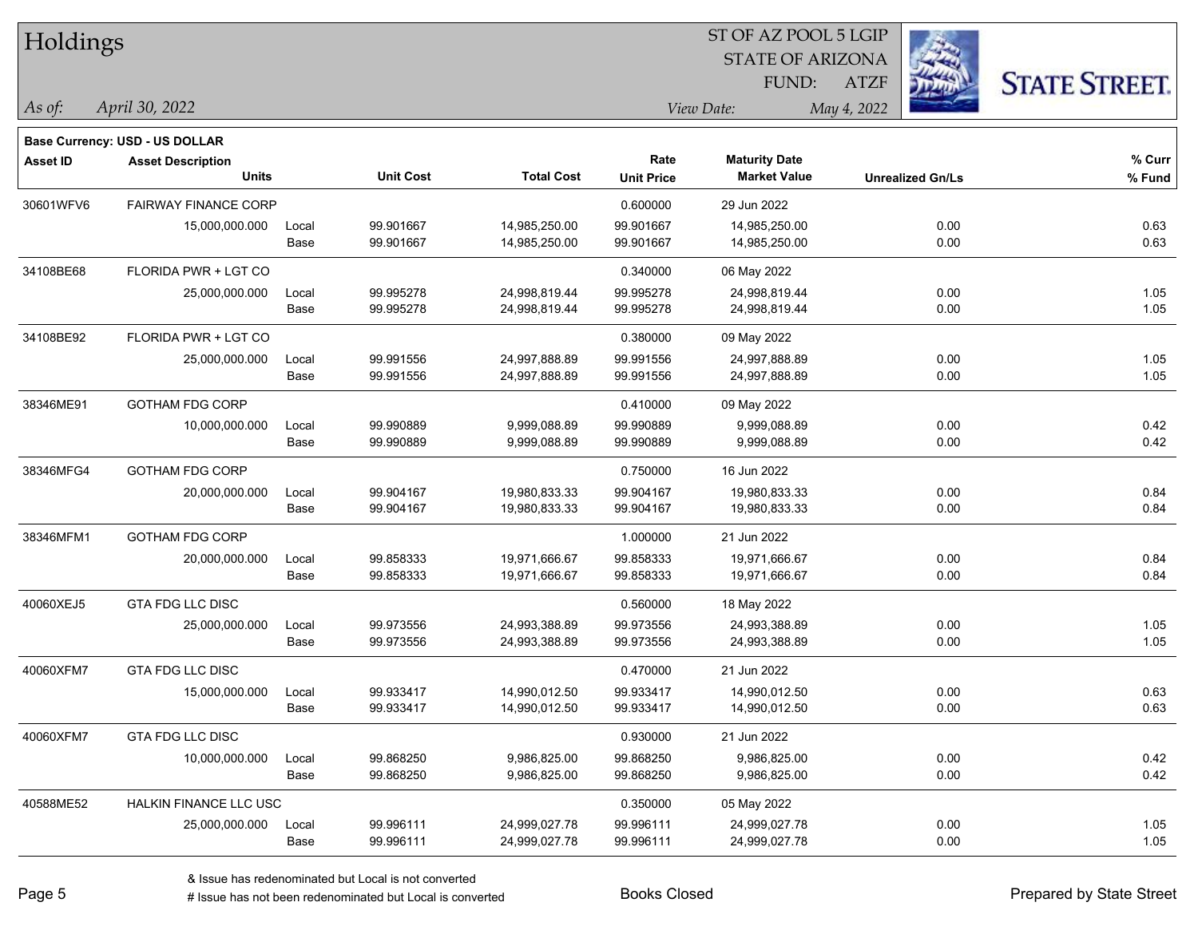# Holdings

ST OF AZ POOL 5 LGIP
STATE OF ARIZONA
FUND: ATZF

*As of:* *April 30, 2022*
*View Date:* *May 4, 2022*

STATE STREET.

**Base Currency: USD - US DOLLAR**

| Asset ID | Asset Description / Units | | Unit Cost | Total Cost | Rate / Unit Price | Maturity Date / Market Value | Unrealized Gn/Ls | % Curr / % Fund |
|---|---|---|---|---|---|---|---|---|
| 30601WFV6 | FAIRWAY FINANCE CORP | | | | 0.600000 | 29 Jun 2022 | | |
| | 15,000,000.000 | Local | 99.901667 | 14,985,250.00 | 99.901667 | 14,985,250.00 | 0.00 | 0.63 |
| | | Base | 99.901667 | 14,985,250.00 | 99.901667 | 14,985,250.00 | 0.00 | 0.63 |
| 34108BE68 | FLORIDA PWR + LGT CO | | | | 0.340000 | 06 May 2022 | | |
| | 25,000,000.000 | Local | 99.995278 | 24,998,819.44 | 99.995278 | 24,998,819.44 | 0.00 | 1.05 |
| | | Base | 99.995278 | 24,998,819.44 | 99.995278 | 24,998,819.44 | 0.00 | 1.05 |
| 34108BE92 | FLORIDA PWR + LGT CO | | | | 0.380000 | 09 May 2022 | | |
| | 25,000,000.000 | Local | 99.991556 | 24,997,888.89 | 99.991556 | 24,997,888.89 | 0.00 | 1.05 |
| | | Base | 99.991556 | 24,997,888.89 | 99.991556 | 24,997,888.89 | 0.00 | 1.05 |
| 38346ME91 | GOTHAM FDG CORP | | | | 0.410000 | 09 May 2022 | | |
| | 10,000,000.000 | Local | 99.990889 | 9,999,088.89 | 99.990889 | 9,999,088.89 | 0.00 | 0.42 |
| | | Base | 99.990889 | 9,999,088.89 | 99.990889 | 9,999,088.89 | 0.00 | 0.42 |
| 38346MFG4 | GOTHAM FDG CORP | | | | 0.750000 | 16 Jun 2022 | | |
| | 20,000,000.000 | Local | 99.904167 | 19,980,833.33 | 99.904167 | 19,980,833.33 | 0.00 | 0.84 |
| | | Base | 99.904167 | 19,980,833.33 | 99.904167 | 19,980,833.33 | 0.00 | 0.84 |
| 38346MFM1 | GOTHAM FDG CORP | | | | 1.000000 | 21 Jun 2022 | | |
| | 20,000,000.000 | Local | 99.858333 | 19,971,666.67 | 99.858333 | 19,971,666.67 | 0.00 | 0.84 |
| | | Base | 99.858333 | 19,971,666.67 | 99.858333 | 19,971,666.67 | 0.00 | 0.84 |
| 40060XEJ5 | GTA FDG LLC DISC | | | | 0.560000 | 18 May 2022 | | |
| | 25,000,000.000 | Local | 99.973556 | 24,993,388.89 | 99.973556 | 24,993,388.89 | 0.00 | 1.05 |
| | | Base | 99.973556 | 24,993,388.89 | 99.973556 | 24,993,388.89 | 0.00 | 1.05 |
| 40060XFM7 | GTA FDG LLC DISC | | | | 0.470000 | 21 Jun 2022 | | |
| | 15,000,000.000 | Local | 99.933417 | 14,990,012.50 | 99.933417 | 14,990,012.50 | 0.00 | 0.63 |
| | | Base | 99.933417 | 14,990,012.50 | 99.933417 | 14,990,012.50 | 0.00 | 0.63 |
| 40060XFM7 | GTA FDG LLC DISC | | | | 0.930000 | 21 Jun 2022 | | |
| | 10,000,000.000 | Local | 99.868250 | 9,986,825.00 | 99.868250 | 9,986,825.00 | 0.00 | 0.42 |
| | | Base | 99.868250 | 9,986,825.00 | 99.868250 | 9,986,825.00 | 0.00 | 0.42 |
| 40588ME52 | HALKIN FINANCE LLC USC | | | | 0.350000 | 05 May 2022 | | |
| | 25,000,000.000 | Local | 99.996111 | 24,999,027.78 | 99.996111 | 24,999,027.78 | 0.00 | 1.05 |
| | | Base | 99.996111 | 24,999,027.78 | 99.996111 | 24,999,027.78 | 0.00 | 1.05 |

& Issue has redenominated but Local is not converted
# Issue has not been redenominated but Local is converted

Books Closed

Prepared by State Street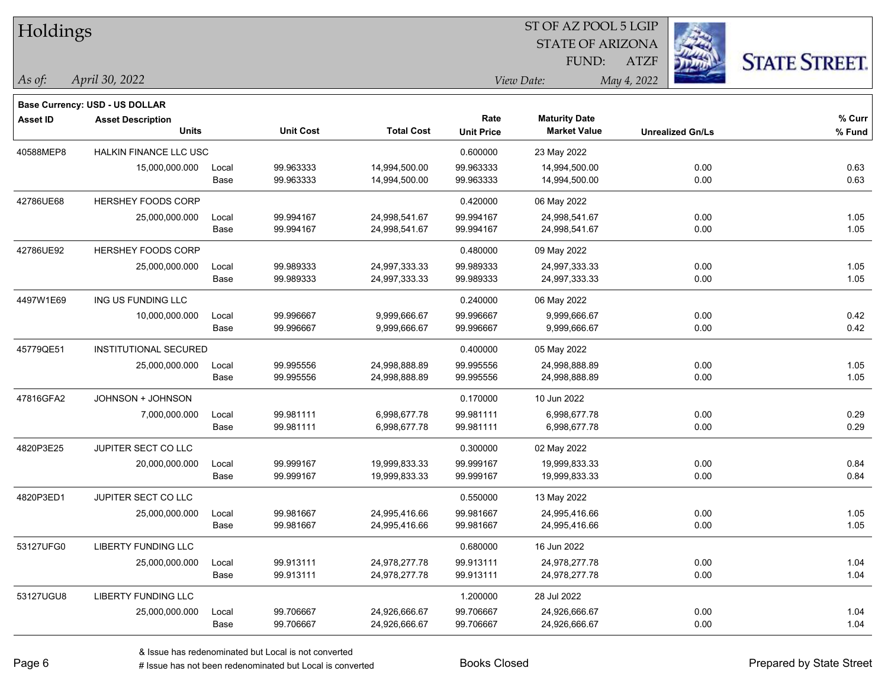# Holdings

ST OF AZ POOL 5 LGIP
STATE OF ARIZONA
FUND: ATZF

*As of:* *April 30, 2022*

*View Date:* *May 4, 2022*

**Base Currency: USD - US DOLLAR**

| Asset ID | Asset Description / Units | | Unit Cost | Total Cost | Rate / Unit Price | Maturity Date / Market Value | Unrealized Gn/Ls | % Curr / % Fund |
|---|---|---|---|---|---|---|---|---|
| 40588MEP8 | HALKIN FINANCE LLC USC | | | | 0.600000 | 23 May 2022 | | |
| | 15,000,000.000 | Local | 99.963333 | 14,994,500.00 | 99.963333 | 14,994,500.00 | 0.00 | 0.63 |
| | | Base | 99.963333 | 14,994,500.00 | 99.963333 | 14,994,500.00 | 0.00 | 0.63 |
| 42786UE68 | HERSHEY FOODS CORP | | | | 0.420000 | 06 May 2022 | | |
| | 25,000,000.000 | Local | 99.994167 | 24,998,541.67 | 99.994167 | 24,998,541.67 | 0.00 | 1.05 |
| | | Base | 99.994167 | 24,998,541.67 | 99.994167 | 24,998,541.67 | 0.00 | 1.05 |
| 42786UE92 | HERSHEY FOODS CORP | | | | 0.480000 | 09 May 2022 | | |
| | 25,000,000.000 | Local | 99.989333 | 24,997,333.33 | 99.989333 | 24,997,333.33 | 0.00 | 1.05 |
| | | Base | 99.989333 | 24,997,333.33 | 99.989333 | 24,997,333.33 | 0.00 | 1.05 |
| 4497W1E69 | ING US FUNDING LLC | | | | 0.240000 | 06 May 2022 | | |
| | 10,000,000.000 | Local | 99.996667 | 9,999,666.67 | 99.996667 | 9,999,666.67 | 0.00 | 0.42 |
| | | Base | 99.996667 | 9,999,666.67 | 99.996667 | 9,999,666.67 | 0.00 | 0.42 |
| 45779QE51 | INSTITUTIONAL SECURED | | | | 0.400000 | 05 May 2022 | | |
| | 25,000,000.000 | Local | 99.995556 | 24,998,888.89 | 99.995556 | 24,998,888.89 | 0.00 | 1.05 |
| | | Base | 99.995556 | 24,998,888.89 | 99.995556 | 24,998,888.89 | 0.00 | 1.05 |
| 47816GFA2 | JOHNSON + JOHNSON | | | | 0.170000 | 10 Jun 2022 | | |
| | 7,000,000.000 | Local | 99.981111 | 6,998,677.78 | 99.981111 | 6,998,677.78 | 0.00 | 0.29 |
| | | Base | 99.981111 | 6,998,677.78 | 99.981111 | 6,998,677.78 | 0.00 | 0.29 |
| 4820P3E25 | JUPITER SECT CO LLC | | | | 0.300000 | 02 May 2022 | | |
| | 20,000,000.000 | Local | 99.999167 | 19,999,833.33 | 99.999167 | 19,999,833.33 | 0.00 | 0.84 |
| | | Base | 99.999167 | 19,999,833.33 | 99.999167 | 19,999,833.33 | 0.00 | 0.84 |
| 4820P3ED1 | JUPITER SECT CO LLC | | | | 0.550000 | 13 May 2022 | | |
| | 25,000,000.000 | Local | 99.981667 | 24,995,416.66 | 99.981667 | 24,995,416.66 | 0.00 | 1.05 |
| | | Base | 99.981667 | 24,995,416.66 | 99.981667 | 24,995,416.66 | 0.00 | 1.05 |
| 53127UFG0 | LIBERTY FUNDING LLC | | | | 0.680000 | 16 Jun 2022 | | |
| | 25,000,000.000 | Local | 99.913111 | 24,978,277.78 | 99.913111 | 24,978,277.78 | 0.00 | 1.04 |
| | | Base | 99.913111 | 24,978,277.78 | 99.913111 | 24,978,277.78 | 0.00 | 1.04 |
| 53127UGU8 | LIBERTY FUNDING LLC | | | | 1.200000 | 28 Jul 2022 | | |
| | 25,000,000.000 | Local | 99.706667 | 24,926,666.67 | 99.706667 | 24,926,666.67 | 0.00 | 1.04 |
| | | Base | 99.706667 | 24,926,666.67 | 99.706667 | 24,926,666.67 | 0.00 | 1.04 |

& Issue has redenominated but Local is not converted
# Issue has not been redenominated but Local is converted

Books Closed

Prepared by State Street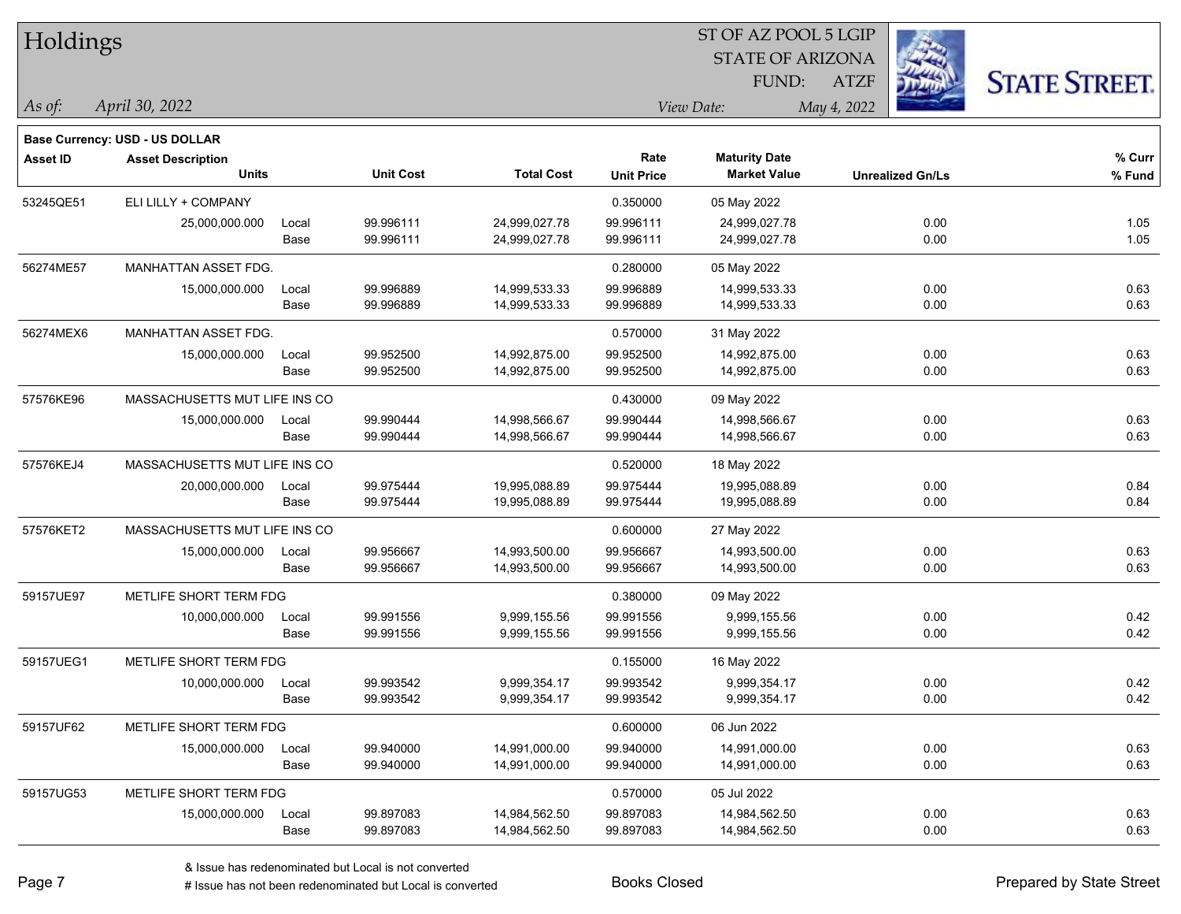# Holdings

ST OF AZ POOL 5 LGIP
STATE OF ARIZONA
FUND: ATZF

*As of:* *April 30, 2022*

*View Date:* *May 4, 2022*

**Base Currency: USD - US DOLLAR**

| Asset ID | Asset Description / Units | | Unit Cost | Total Cost | Rate / Unit Price | Maturity Date / Market Value | Unrealized Gn/Ls | % Curr / % Fund |
|---|---|---|---|---|---|---|---|---|
| 53245QE51 | ELI LILLY + COMPANY | | | | 0.350000 | 05 May 2022 | | |
| | 25,000,000.000 | Local | 99.996111 | 24,999,027.78 | 99.996111 | 24,999,027.78 | 0.00 | 1.05 |
| | | Base | 99.996111 | 24,999,027.78 | 99.996111 | 24,999,027.78 | 0.00 | 1.05 |
| 56274ME57 | MANHATTAN ASSET FDG. | | | | 0.280000 | 05 May 2022 | | |
| | 15,000,000.000 | Local | 99.996889 | 14,999,533.33 | 99.996889 | 14,999,533.33 | 0.00 | 0.63 |
| | | Base | 99.996889 | 14,999,533.33 | 99.996889 | 14,999,533.33 | 0.00 | 0.63 |
| 56274MEX6 | MANHATTAN ASSET FDG. | | | | 0.570000 | 31 May 2022 | | |
| | 15,000,000.000 | Local | 99.952500 | 14,992,875.00 | 99.952500 | 14,992,875.00 | 0.00 | 0.63 |
| | | Base | 99.952500 | 14,992,875.00 | 99.952500 | 14,992,875.00 | 0.00 | 0.63 |
| 57576KE96 | MASSACHUSETTS MUT LIFE INS CO | | | | 0.430000 | 09 May 2022 | | |
| | 15,000,000.000 | Local | 99.990444 | 14,998,566.67 | 99.990444 | 14,998,566.67 | 0.00 | 0.63 |
| | | Base | 99.990444 | 14,998,566.67 | 99.990444 | 14,998,566.67 | 0.00 | 0.63 |
| 57576KEJ4 | MASSACHUSETTS MUT LIFE INS CO | | | | 0.520000 | 18 May 2022 | | |
| | 20,000,000.000 | Local | 99.975444 | 19,995,088.89 | 99.975444 | 19,995,088.89 | 0.00 | 0.84 |
| | | Base | 99.975444 | 19,995,088.89 | 99.975444 | 19,995,088.89 | 0.00 | 0.84 |
| 57576KET2 | MASSACHUSETTS MUT LIFE INS CO | | | | 0.600000 | 27 May 2022 | | |
| | 15,000,000.000 | Local | 99.956667 | 14,993,500.00 | 99.956667 | 14,993,500.00 | 0.00 | 0.63 |
| | | Base | 99.956667 | 14,993,500.00 | 99.956667 | 14,993,500.00 | 0.00 | 0.63 |
| 59157UE97 | METLIFE SHORT TERM FDG | | | | 0.380000 | 09 May 2022 | | |
| | 10,000,000.000 | Local | 99.991556 | 9,999,155.56 | 99.991556 | 9,999,155.56 | 0.00 | 0.42 |
| | | Base | 99.991556 | 9,999,155.56 | 99.991556 | 9,999,155.56 | 0.00 | 0.42 |
| 59157UEG1 | METLIFE SHORT TERM FDG | | | | 0.155000 | 16 May 2022 | | |
| | 10,000,000.000 | Local | 99.993542 | 9,999,354.17 | 99.993542 | 9,999,354.17 | 0.00 | 0.42 |
| | | Base | 99.993542 | 9,999,354.17 | 99.993542 | 9,999,354.17 | 0.00 | 0.42 |
| 59157UF62 | METLIFE SHORT TERM FDG | | | | 0.600000 | 06 Jun 2022 | | |
| | 15,000,000.000 | Local | 99.940000 | 14,991,000.00 | 99.940000 | 14,991,000.00 | 0.00 | 0.63 |
| | | Base | 99.940000 | 14,991,000.00 | 99.940000 | 14,991,000.00 | 0.00 | 0.63 |
| 59157UG53 | METLIFE SHORT TERM FDG | | | | 0.570000 | 05 Jul 2022 | | |
| | 15,000,000.000 | Local | 99.897083 | 14,984,562.50 | 99.897083 | 14,984,562.50 | 0.00 | 0.63 |
| | | Base | 99.897083 | 14,984,562.50 | 99.897083 | 14,984,562.50 | 0.00 | 0.63 |

& Issue has redenominated but Local is not converted
# Issue has not been redenominated but Local is converted

Books Closed

Prepared by State Street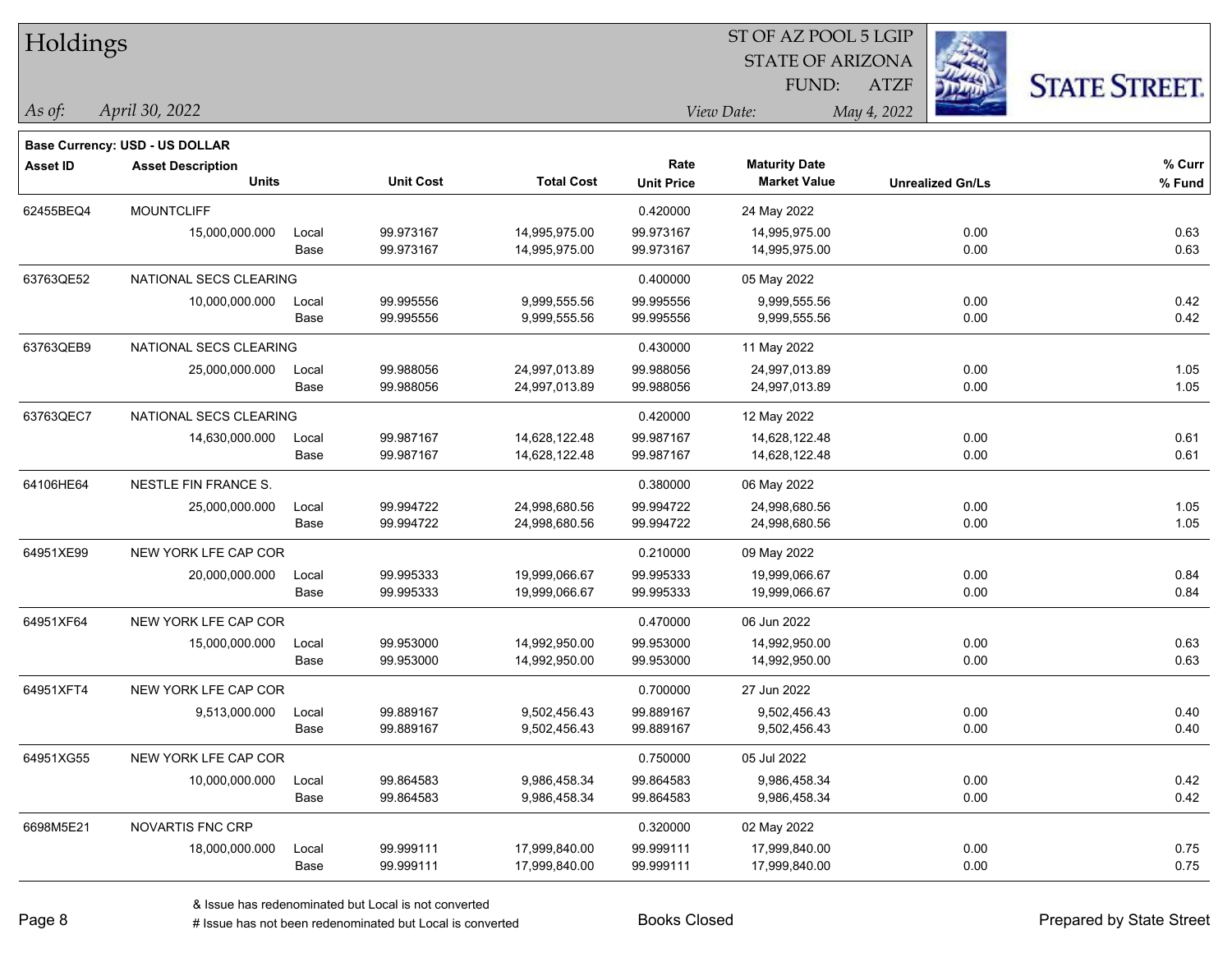# Holdings

ST OF AZ POOL 5 LGIP
STATE OF ARIZONA
FUND: ATZF

*As of:* *April 30, 2022*

*View Date:* *May 4, 2022*

**Base Currency: USD - US DOLLAR**

| Asset ID | Asset Description / Units | | Unit Cost | Total Cost | Rate / Unit Price | Maturity Date / Market Value | Unrealized Gn/Ls | % Curr / % Fund |
|---|---|---|---|---|---|---|---|---|
| 62455BEQ4 | MOUNTCLIFF | | | | 0.420000 | 24 May 2022 | | |
| | 15,000,000.000 | Local | 99.973167 | 14,995,975.00 | 99.973167 | 14,995,975.00 | 0.00 | 0.63 |
| | | Base | 99.973167 | 14,995,975.00 | 99.973167 | 14,995,975.00 | 0.00 | 0.63 |
| 63763QE52 | NATIONAL SECS CLEARING | | | | 0.400000 | 05 May 2022 | | |
| | 10,000,000.000 | Local | 99.995556 | 9,999,555.56 | 99.995556 | 9,999,555.56 | 0.00 | 0.42 |
| | | Base | 99.995556 | 9,999,555.56 | 99.995556 | 9,999,555.56 | 0.00 | 0.42 |
| 63763QEB9 | NATIONAL SECS CLEARING | | | | 0.430000 | 11 May 2022 | | |
| | 25,000,000.000 | Local | 99.988056 | 24,997,013.89 | 99.988056 | 24,997,013.89 | 0.00 | 1.05 |
| | | Base | 99.988056 | 24,997,013.89 | 99.988056 | 24,997,013.89 | 0.00 | 1.05 |
| 63763QEC7 | NATIONAL SECS CLEARING | | | | 0.420000 | 12 May 2022 | | |
| | 14,630,000.000 | Local | 99.987167 | 14,628,122.48 | 99.987167 | 14,628,122.48 | 0.00 | 0.61 |
| | | Base | 99.987167 | 14,628,122.48 | 99.987167 | 14,628,122.48 | 0.00 | 0.61 |
| 64106HE64 | NESTLE FIN FRANCE S. | | | | 0.380000 | 06 May 2022 | | |
| | 25,000,000.000 | Local | 99.994722 | 24,998,680.56 | 99.994722 | 24,998,680.56 | 0.00 | 1.05 |
| | | Base | 99.994722 | 24,998,680.56 | 99.994722 | 24,998,680.56 | 0.00 | 1.05 |
| 64951XE99 | NEW YORK LFE CAP COR | | | | 0.210000 | 09 May 2022 | | |
| | 20,000,000.000 | Local | 99.995333 | 19,999,066.67 | 99.995333 | 19,999,066.67 | 0.00 | 0.84 |
| | | Base | 99.995333 | 19,999,066.67 | 99.995333 | 19,999,066.67 | 0.00 | 0.84 |
| 64951XF64 | NEW YORK LFE CAP COR | | | | 0.470000 | 06 Jun 2022 | | |
| | 15,000,000.000 | Local | 99.953000 | 14,992,950.00 | 99.953000 | 14,992,950.00 | 0.00 | 0.63 |
| | | Base | 99.953000 | 14,992,950.00 | 99.953000 | 14,992,950.00 | 0.00 | 0.63 |
| 64951XFT4 | NEW YORK LFE CAP COR | | | | 0.700000 | 27 Jun 2022 | | |
| | 9,513,000.000 | Local | 99.889167 | 9,502,456.43 | 99.889167 | 9,502,456.43 | 0.00 | 0.40 |
| | | Base | 99.889167 | 9,502,456.43 | 99.889167 | 9,502,456.43 | 0.00 | 0.40 |
| 64951XG55 | NEW YORK LFE CAP COR | | | | 0.750000 | 05 Jul 2022 | | |
| | 10,000,000.000 | Local | 99.864583 | 9,986,458.34 | 99.864583 | 9,986,458.34 | 0.00 | 0.42 |
| | | Base | 99.864583 | 9,986,458.34 | 99.864583 | 9,986,458.34 | 0.00 | 0.42 |
| 6698M5E21 | NOVARTIS FNC CRP | | | | 0.320000 | 02 May 2022 | | |
| | 18,000,000.000 | Local | 99.999111 | 17,999,840.00 | 99.999111 | 17,999,840.00 | 0.00 | 0.75 |
| | | Base | 99.999111 | 17,999,840.00 | 99.999111 | 17,999,840.00 | 0.00 | 0.75 |

& Issue has redenominated but Local is not converted
# Issue has not been redenominated but Local is converted

Books Closed

Prepared by State Street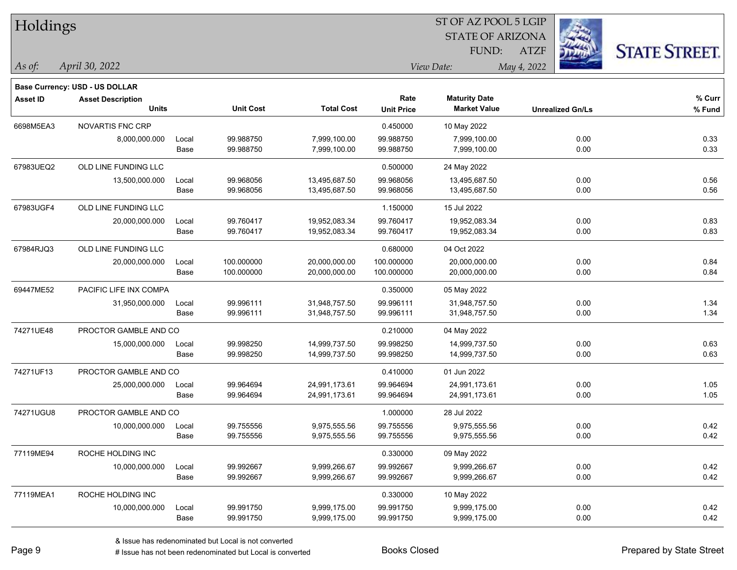# Holdings

ST OF AZ POOL 5 LGIP
STATE OF ARIZONA
FUND: ATZF

*As of:* April 30, 2022
*View Date:* May 4, 2022

**Base Currency: USD - US DOLLAR**

| Asset ID | Asset Description / Units | | Unit Cost | Total Cost | Rate / Unit Price | Maturity Date / Market Value | Unrealized Gn/Ls | % Curr / % Fund |
|---|---|---|---|---|---|---|---|---|
| 6698M5EA3 | NOVARTIS FNC CRP | | | | 0.450000 | 10 May 2022 | | |
| | 8,000,000.000 | Local | 99.988750 | 7,999,100.00 | 99.988750 | 7,999,100.00 | 0.00 | 0.33 |
| | | Base | 99.988750 | 7,999,100.00 | 99.988750 | 7,999,100.00 | 0.00 | 0.33 |
| 67983UEQ2 | OLD LINE FUNDING LLC | | | | 0.500000 | 24 May 2022 | | |
| | 13,500,000.000 | Local | 99.968056 | 13,495,687.50 | 99.968056 | 13,495,687.50 | 0.00 | 0.56 |
| | | Base | 99.968056 | 13,495,687.50 | 99.968056 | 13,495,687.50 | 0.00 | 0.56 |
| 67983UGF4 | OLD LINE FUNDING LLC | | | | 1.150000 | 15 Jul 2022 | | |
| | 20,000,000.000 | Local | 99.760417 | 19,952,083.34 | 99.760417 | 19,952,083.34 | 0.00 | 0.83 |
| | | Base | 99.760417 | 19,952,083.34 | 99.760417 | 19,952,083.34 | 0.00 | 0.83 |
| 67984RJQ3 | OLD LINE FUNDING LLC | | | | 0.680000 | 04 Oct 2022 | | |
| | 20,000,000.000 | Local | 100.000000 | 20,000,000.00 | 100.000000 | 20,000,000.00 | 0.00 | 0.84 |
| | | Base | 100.000000 | 20,000,000.00 | 100.000000 | 20,000,000.00 | 0.00 | 0.84 |
| 69447ME52 | PACIFIC LIFE INX COMPA | | | | 0.350000 | 05 May 2022 | | |
| | 31,950,000.000 | Local | 99.996111 | 31,948,757.50 | 99.996111 | 31,948,757.50 | 0.00 | 1.34 |
| | | Base | 99.996111 | 31,948,757.50 | 99.996111 | 31,948,757.50 | 0.00 | 1.34 |
| 74271UE48 | PROCTOR GAMBLE AND CO | | | | 0.210000 | 04 May 2022 | | |
| | 15,000,000.000 | Local | 99.998250 | 14,999,737.50 | 99.998250 | 14,999,737.50 | 0.00 | 0.63 |
| | | Base | 99.998250 | 14,999,737.50 | 99.998250 | 14,999,737.50 | 0.00 | 0.63 |
| 74271UF13 | PROCTOR GAMBLE AND CO | | | | 0.410000 | 01 Jun 2022 | | |
| | 25,000,000.000 | Local | 99.964694 | 24,991,173.61 | 99.964694 | 24,991,173.61 | 0.00 | 1.05 |
| | | Base | 99.964694 | 24,991,173.61 | 99.964694 | 24,991,173.61 | 0.00 | 1.05 |
| 74271UGU8 | PROCTOR GAMBLE AND CO | | | | 1.000000 | 28 Jul 2022 | | |
| | 10,000,000.000 | Local | 99.755556 | 9,975,555.56 | 99.755556 | 9,975,555.56 | 0.00 | 0.42 |
| | | Base | 99.755556 | 9,975,555.56 | 99.755556 | 9,975,555.56 | 0.00 | 0.42 |
| 77119ME94 | ROCHE HOLDING INC | | | | 0.330000 | 09 May 2022 | | |
| | 10,000,000.000 | Local | 99.992667 | 9,999,266.67 | 99.992667 | 9,999,266.67 | 0.00 | 0.42 |
| | | Base | 99.992667 | 9,999,266.67 | 99.992667 | 9,999,266.67 | 0.00 | 0.42 |
| 77119MEA1 | ROCHE HOLDING INC | | | | 0.330000 | 10 May 2022 | | |
| | 10,000,000.000 | Local | 99.991750 | 9,999,175.00 | 99.991750 | 9,999,175.00 | 0.00 | 0.42 |
| | | Base | 99.991750 | 9,999,175.00 | 99.991750 | 9,999,175.00 | 0.00 | 0.42 |

& Issue has redenominated but Local is not converted
# Issue has not been redenominated but Local is converted

Books Closed

Prepared by State Street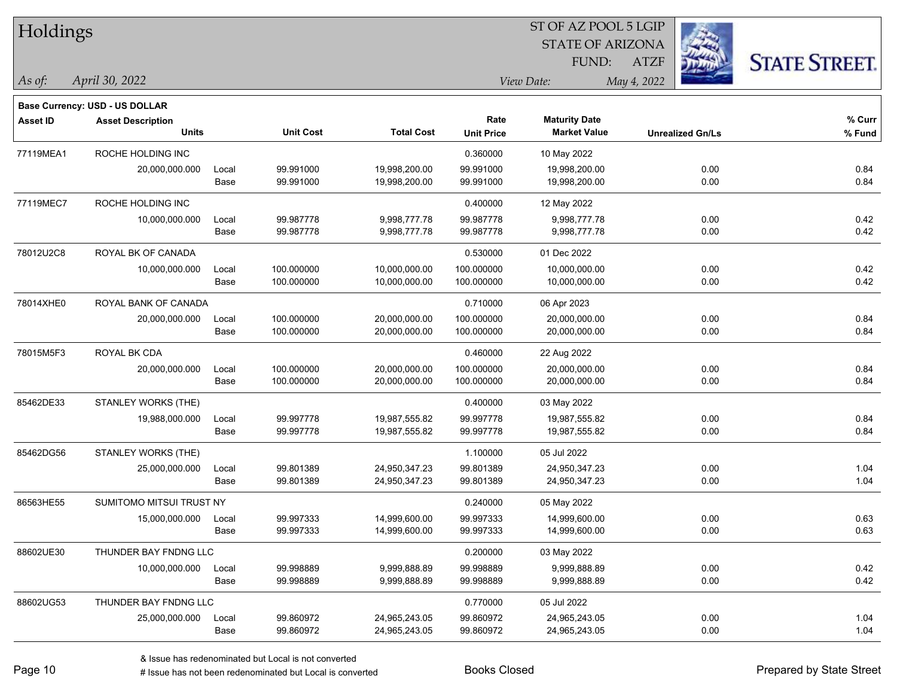# Holdings

ST OF AZ POOL 5 LGIP
STATE OF ARIZONA
FUND: ATZF

*As of:* *April 30, 2022*

*View Date:* *May 4, 2022*

**Base Currency: USD - US DOLLAR**

| Asset ID | Asset Description / Units | | Unit Cost | Total Cost | Rate / Unit Price | Maturity Date / Market Value | Unrealized Gn/Ls | % Curr / % Fund |
|---|---|---|---|---|---|---|---|---|
| 77119MEA1 | ROCHE HOLDING INC | | | | 0.360000 | 10 May 2022 | | |
| | 20,000,000.000 | Local | 99.991000 | 19,998,200.00 | 99.991000 | 19,998,200.00 | 0.00 | 0.84 |
| | | Base | 99.991000 | 19,998,200.00 | 99.991000 | 19,998,200.00 | 0.00 | 0.84 |
| 77119MEC7 | ROCHE HOLDING INC | | | | 0.400000 | 12 May 2022 | | |
| | 10,000,000.000 | Local | 99.987778 | 9,998,777.78 | 99.987778 | 9,998,777.78 | 0.00 | 0.42 |
| | | Base | 99.987778 | 9,998,777.78 | 99.987778 | 9,998,777.78 | 0.00 | 0.42 |
| 78012U2C8 | ROYAL BK OF CANADA | | | | 0.530000 | 01 Dec 2022 | | |
| | 10,000,000.000 | Local | 100.000000 | 10,000,000.00 | 100.000000 | 10,000,000.00 | 0.00 | 0.42 |
| | | Base | 100.000000 | 10,000,000.00 | 100.000000 | 10,000,000.00 | 0.00 | 0.42 |
| 78014XHE0 | ROYAL BANK OF CANADA | | | | 0.710000 | 06 Apr 2023 | | |
| | 20,000,000.000 | Local | 100.000000 | 20,000,000.00 | 100.000000 | 20,000,000.00 | 0.00 | 0.84 |
| | | Base | 100.000000 | 20,000,000.00 | 100.000000 | 20,000,000.00 | 0.00 | 0.84 |
| 78015M5F3 | ROYAL BK CDA | | | | 0.460000 | 22 Aug 2022 | | |
| | 20,000,000.000 | Local | 100.000000 | 20,000,000.00 | 100.000000 | 20,000,000.00 | 0.00 | 0.84 |
| | | Base | 100.000000 | 20,000,000.00 | 100.000000 | 20,000,000.00 | 0.00 | 0.84 |
| 85462DE33 | STANLEY WORKS (THE) | | | | 0.400000 | 03 May 2022 | | |
| | 19,988,000.000 | Local | 99.997778 | 19,987,555.82 | 99.997778 | 19,987,555.82 | 0.00 | 0.84 |
| | | Base | 99.997778 | 19,987,555.82 | 99.997778 | 19,987,555.82 | 0.00 | 0.84 |
| 85462DG56 | STANLEY WORKS (THE) | | | | 1.100000 | 05 Jul 2022 | | |
| | 25,000,000.000 | Local | 99.801389 | 24,950,347.23 | 99.801389 | 24,950,347.23 | 0.00 | 1.04 |
| | | Base | 99.801389 | 24,950,347.23 | 99.801389 | 24,950,347.23 | 0.00 | 1.04 |
| 86563HE55 | SUMITOMO MITSUI TRUST NY | | | | 0.240000 | 05 May 2022 | | |
| | 15,000,000.000 | Local | 99.997333 | 14,999,600.00 | 99.997333 | 14,999,600.00 | 0.00 | 0.63 |
| | | Base | 99.997333 | 14,999,600.00 | 99.997333 | 14,999,600.00 | 0.00 | 0.63 |
| 88602UE30 | THUNDER BAY FNDNG LLC | | | | 0.200000 | 03 May 2022 | | |
| | 10,000,000.000 | Local | 99.998889 | 9,999,888.89 | 99.998889 | 9,999,888.89 | 0.00 | 0.42 |
| | | Base | 99.998889 | 9,999,888.89 | 99.998889 | 9,999,888.89 | 0.00 | 0.42 |
| 88602UG53 | THUNDER BAY FNDNG LLC | | | | 0.770000 | 05 Jul 2022 | | |
| | 25,000,000.000 | Local | 99.860972 | 24,965,243.05 | 99.860972 | 24,965,243.05 | 0.00 | 1.04 |
| | | Base | 99.860972 | 24,965,243.05 | 99.860972 | 24,965,243.05 | 0.00 | 1.04 |

& Issue has redenominated but Local is not converted
# Issue has not been redenominated but Local is converted

Books Closed

Prepared by State Street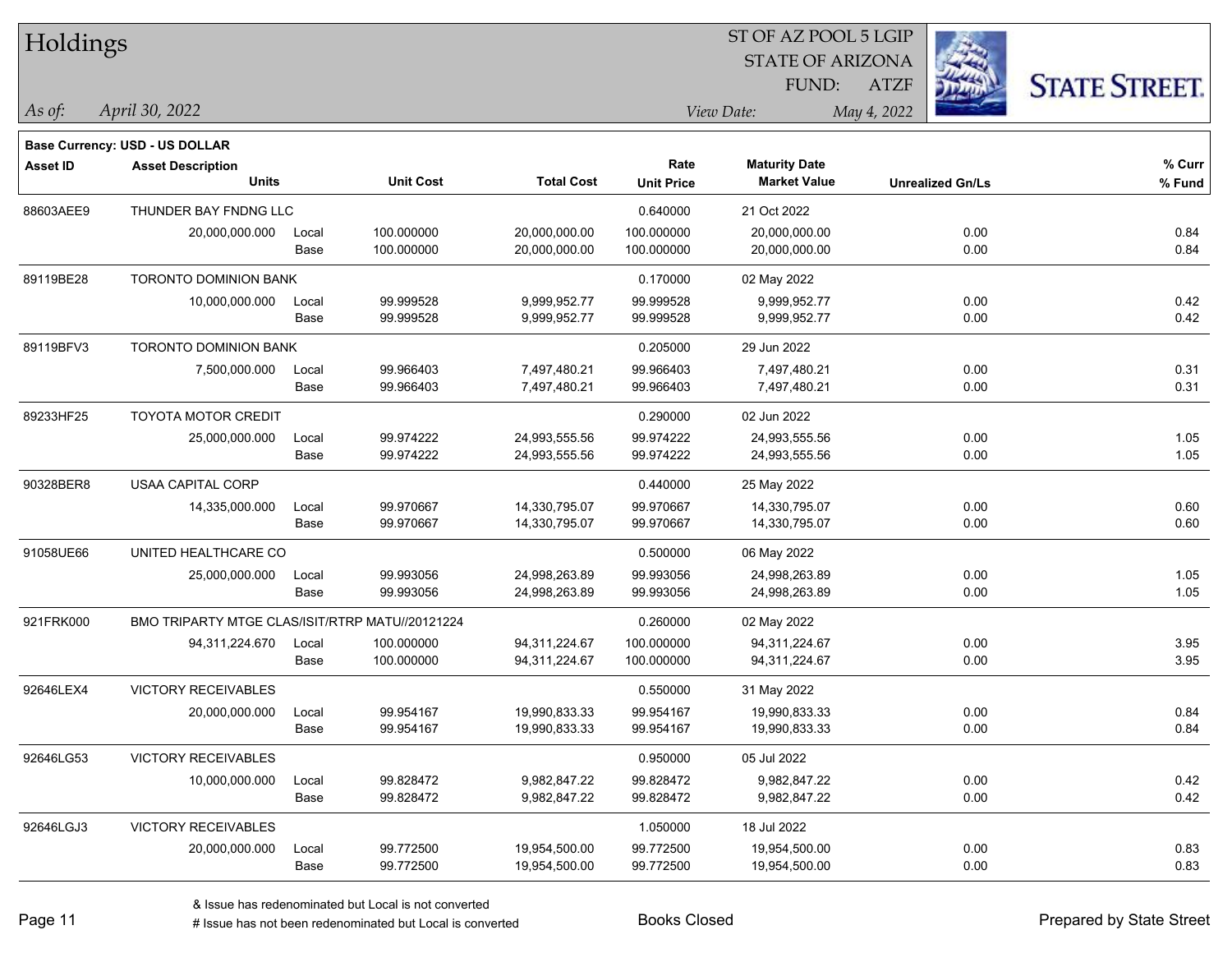# Holdings

ST OF AZ POOL 5 LGIP
STATE OF ARIZONA
FUND: ATZF

*As of:* *April 30, 2022*
*View Date:* *May 4, 2022*

STATE STREET.

**Base Currency: USD - US DOLLAR**

| Asset ID | Asset Description / Units | | Unit Cost | Total Cost | Rate / Unit Price | Maturity Date / Market Value | Unrealized Gn/Ls | % Curr / % Fund |
|---|---|---|---|---|---|---|---|---|
| 88603AEE9 | THUNDER BAY FNDNG LLC | | | | 0.640000 | 21 Oct 2022 | | |
| | 20,000,000.000 | Local | 100.000000 | 20,000,000.00 | 100.000000 | 20,000,000.00 | 0.00 | 0.84 |
| | | Base | 100.000000 | 20,000,000.00 | 100.000000 | 20,000,000.00 | 0.00 | 0.84 |
| 89119BE28 | TORONTO DOMINION BANK | | | | 0.170000 | 02 May 2022 | | |
| | 10,000,000.000 | Local | 99.999528 | 9,999,952.77 | 99.999528 | 9,999,952.77 | 0.00 | 0.42 |
| | | Base | 99.999528 | 9,999,952.77 | 99.999528 | 9,999,952.77 | 0.00 | 0.42 |
| 89119BFV3 | TORONTO DOMINION BANK | | | | 0.205000 | 29 Jun 2022 | | |
| | 7,500,000.000 | Local | 99.966403 | 7,497,480.21 | 99.966403 | 7,497,480.21 | 0.00 | 0.31 |
| | | Base | 99.966403 | 7,497,480.21 | 99.966403 | 7,497,480.21 | 0.00 | 0.31 |
| 89233HF25 | TOYOTA MOTOR CREDIT | | | | 0.290000 | 02 Jun 2022 | | |
| | 25,000,000.000 | Local | 99.974222 | 24,993,555.56 | 99.974222 | 24,993,555.56 | 0.00 | 1.05 |
| | | Base | 99.974222 | 24,993,555.56 | 99.974222 | 24,993,555.56 | 0.00 | 1.05 |
| 90328BER8 | USAA CAPITAL CORP | | | | 0.440000 | 25 May 2022 | | |
| | 14,335,000.000 | Local | 99.970667 | 14,330,795.07 | 99.970667 | 14,330,795.07 | 0.00 | 0.60 |
| | | Base | 99.970667 | 14,330,795.07 | 99.970667 | 14,330,795.07 | 0.00 | 0.60 |
| 91058UE66 | UNITED HEALTHCARE CO | | | | 0.500000 | 06 May 2022 | | |
| | 25,000,000.000 | Local | 99.993056 | 24,998,263.89 | 99.993056 | 24,998,263.89 | 0.00 | 1.05 |
| | | Base | 99.993056 | 24,998,263.89 | 99.993056 | 24,998,263.89 | 0.00 | 1.05 |
| 921FRK000 | BMO TRIPARTY MTGE CLAS/ISIT/RTRP MATU//20121224 | | | | 0.260000 | 02 May 2022 | | |
| | 94,311,224.670 | Local | 100.000000 | 94,311,224.67 | 100.000000 | 94,311,224.67 | 0.00 | 3.95 |
| | | Base | 100.000000 | 94,311,224.67 | 100.000000 | 94,311,224.67 | 0.00 | 3.95 |
| 92646LEX4 | VICTORY RECEIVABLES | | | | 0.550000 | 31 May 2022 | | |
| | 20,000,000.000 | Local | 99.954167 | 19,990,833.33 | 99.954167 | 19,990,833.33 | 0.00 | 0.84 |
| | | Base | 99.954167 | 19,990,833.33 | 99.954167 | 19,990,833.33 | 0.00 | 0.84 |
| 92646LG53 | VICTORY RECEIVABLES | | | | 0.950000 | 05 Jul 2022 | | |
| | 10,000,000.000 | Local | 99.828472 | 9,982,847.22 | 99.828472 | 9,982,847.22 | 0.00 | 0.42 |
| | | Base | 99.828472 | 9,982,847.22 | 99.828472 | 9,982,847.22 | 0.00 | 0.42 |
| 92646LGJ3 | VICTORY RECEIVABLES | | | | 1.050000 | 18 Jul 2022 | | |
| | 20,000,000.000 | Local | 99.772500 | 19,954,500.00 | 99.772500 | 19,954,500.00 | 0.00 | 0.83 |
| | | Base | 99.772500 | 19,954,500.00 | 99.772500 | 19,954,500.00 | 0.00 | 0.83 |

& Issue has redenominated but Local is not converted
# Issue has not been redenominated but Local is converted

Books Closed

Prepared by State Street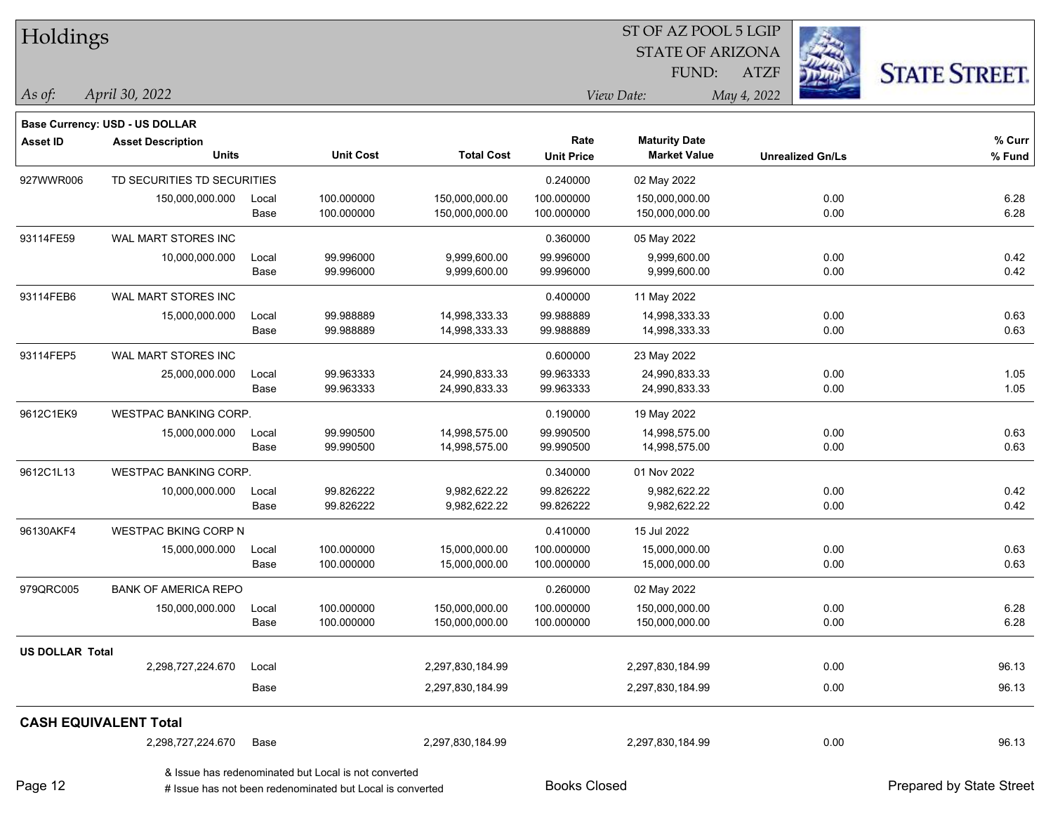# Holdings

ST OF AZ POOL 5 LGIP
STATE OF ARIZONA
FUND: ATZF

*As of: April 30, 2022*
*View Date: May 4, 2022*

**Base Currency: USD - US DOLLAR**

| Asset ID | Asset Description / Units | | Unit Cost | Total Cost | Rate / Unit Price | Maturity Date / Market Value | Unrealized Gn/Ls | % Curr / % Fund |
|---|---|---|---|---|---|---|---|---|
| 927WWR006 | TD SECURITIES TD SECURITIES | | | | 0.240000 | 02 May 2022 | | |
| | 150,000,000.000 | Local | 100.000000 | 150,000,000.00 | 100.000000 | 150,000,000.00 | 0.00 | 6.28 |
| | | Base | 100.000000 | 150,000,000.00 | 100.000000 | 150,000,000.00 | 0.00 | 6.28 |
| 93114FE59 | WAL MART STORES INC | | | | 0.360000 | 05 May 2022 | | |
| | 10,000,000.000 | Local | 99.996000 | 9,999,600.00 | 99.996000 | 9,999,600.00 | 0.00 | 0.42 |
| | | Base | 99.996000 | 9,999,600.00 | 99.996000 | 9,999,600.00 | 0.00 | 0.42 |
| 93114FEB6 | WAL MART STORES INC | | | | 0.400000 | 11 May 2022 | | |
| | 15,000,000.000 | Local | 99.988889 | 14,998,333.33 | 99.988889 | 14,998,333.33 | 0.00 | 0.63 |
| | | Base | 99.988889 | 14,998,333.33 | 99.988889 | 14,998,333.33 | 0.00 | 0.63 |
| 93114FEP5 | WAL MART STORES INC | | | | 0.600000 | 23 May 2022 | | |
| | 25,000,000.000 | Local | 99.963333 | 24,990,833.33 | 99.963333 | 24,990,833.33 | 0.00 | 1.05 |
| | | Base | 99.963333 | 24,990,833.33 | 99.963333 | 24,990,833.33 | 0.00 | 1.05 |
| 9612C1EK9 | WESTPAC BANKING CORP. | | | | 0.190000 | 19 May 2022 | | |
| | 15,000,000.000 | Local | 99.990500 | 14,998,575.00 | 99.990500 | 14,998,575.00 | 0.00 | 0.63 |
| | | Base | 99.990500 | 14,998,575.00 | 99.990500 | 14,998,575.00 | 0.00 | 0.63 |
| 9612C1L13 | WESTPAC BANKING CORP. | | | | 0.340000 | 01 Nov 2022 | | |
| | 10,000,000.000 | Local | 99.826222 | 9,982,622.22 | 99.826222 | 9,982,622.22 | 0.00 | 0.42 |
| | | Base | 99.826222 | 9,982,622.22 | 99.826222 | 9,982,622.22 | 0.00 | 0.42 |
| 96130AKF4 | WESTPAC BKING CORP N | | | | 0.410000 | 15 Jul 2022 | | |
| | 15,000,000.000 | Local | 100.000000 | 15,000,000.00 | 100.000000 | 15,000,000.00 | 0.00 | 0.63 |
| | | Base | 100.000000 | 15,000,000.00 | 100.000000 | 15,000,000.00 | 0.00 | 0.63 |
| 979QRC005 | BANK OF AMERICA REPO | | | | 0.260000 | 02 May 2022 | | |
| | 150,000,000.000 | Local | 100.000000 | 150,000,000.00 | 100.000000 | 150,000,000.00 | 0.00 | 6.28 |
| | | Base | 100.000000 | 150,000,000.00 | 100.000000 | 150,000,000.00 | 0.00 | 6.28 |
| **US DOLLAR Total** | | | | | | | | |
| | 2,298,727,224.670 | Local | | 2,297,830,184.99 | | 2,297,830,184.99 | 0.00 | 96.13 |
| | | Base | | 2,297,830,184.99 | | 2,297,830,184.99 | 0.00 | 96.13 |
| **CASH EQUIVALENT Total** | | | | | | | | |
| | 2,298,727,224.670 | Base | | 2,297,830,184.99 | | 2,297,830,184.99 | 0.00 | 96.13 |

& Issue has redenominated but Local is not converted
# Issue has not been redenominated but Local is converted

Books Closed

Prepared by State Street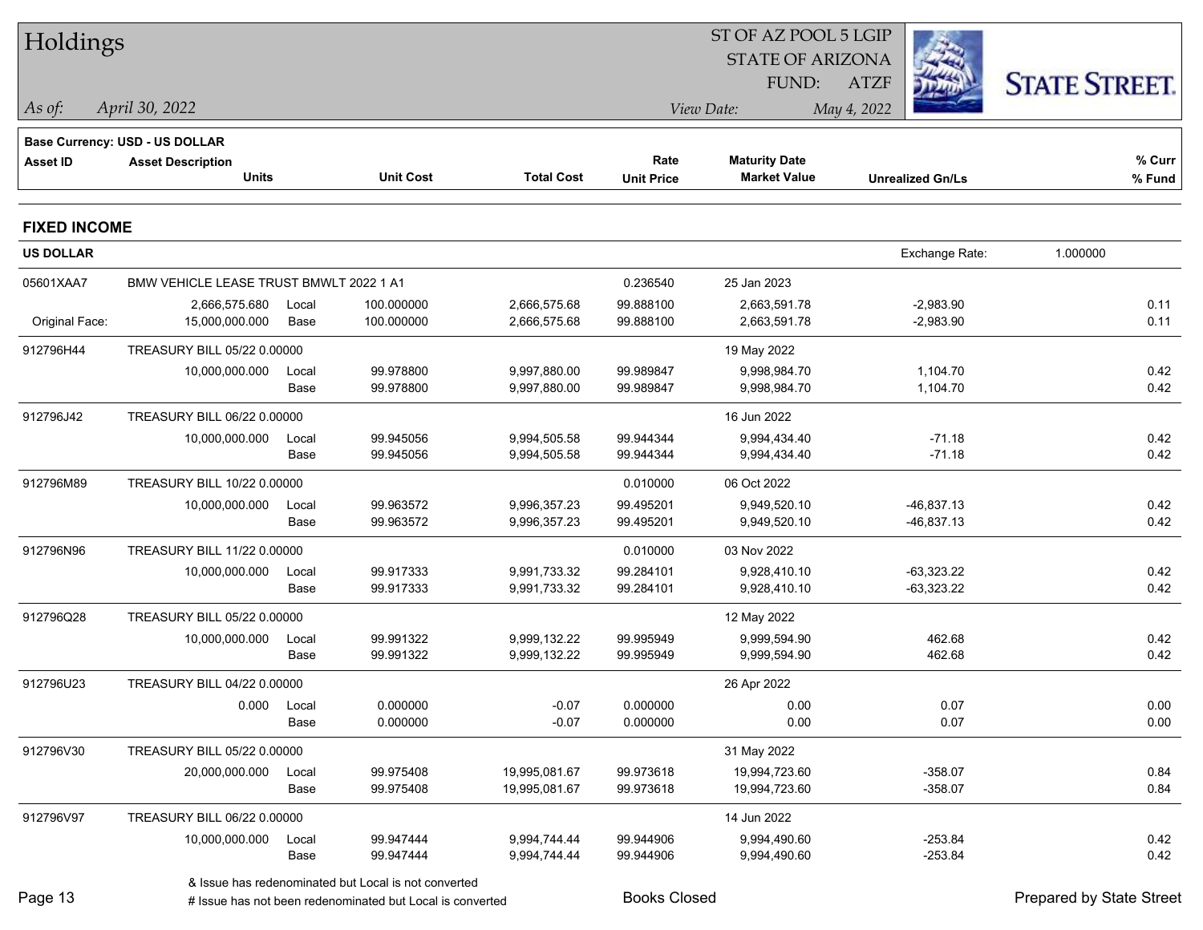# Holdings

ST OF AZ POOL 5 LGIP
STATE OF ARIZONA
FUND: ATZF

*As of:* April 30, 2022
*View Date:* May 4, 2022

**Base Currency: USD - US DOLLAR**

## FIXED INCOME

**US DOLLAR** — Exchange Rate: 1.000000

| Asset ID | Asset Description / Units | | Unit Cost | Total Cost | Rate / Unit Price | Maturity Date / Market Value | Unrealized Gn/Ls | % Curr / % Fund |
|---|---|---|---|---|---|---|---|---|
| 05601XAA7 | BMW VEHICLE LEASE TRUST BMWLT 2022 1 A1 | | | | 0.236540 | 25 Jan 2023 | | |
| | 2,666,575.680 | Local | 100.000000 | 2,666,575.68 | 99.888100 | 2,663,591.78 | -2,983.90 | 0.11 |
| Original Face: | 15,000,000.000 | Base | 100.000000 | 2,666,575.68 | 99.888100 | 2,663,591.78 | -2,983.90 | 0.11 |
| 912796H44 | TREASURY BILL 05/22 0.00000 | | | | | 19 May 2022 | | |
| | 10,000,000.000 | Local | 99.978800 | 9,997,880.00 | 99.989847 | 9,998,984.70 | 1,104.70 | 0.42 |
| | | Base | 99.978800 | 9,997,880.00 | 99.989847 | 9,998,984.70 | 1,104.70 | 0.42 |
| 912796J42 | TREASURY BILL 06/22 0.00000 | | | | | 16 Jun 2022 | | |
| | 10,000,000.000 | Local | 99.945056 | 9,994,505.58 | 99.944344 | 9,994,434.40 | -71.18 | 0.42 |
| | | Base | 99.945056 | 9,994,505.58 | 99.944344 | 9,994,434.40 | -71.18 | 0.42 |
| 912796M89 | TREASURY BILL 10/22 0.00000 | | | | 0.010000 | 06 Oct 2022 | | |
| | 10,000,000.000 | Local | 99.963572 | 9,996,357.23 | 99.495201 | 9,949,520.10 | -46,837.13 | 0.42 |
| | | Base | 99.963572 | 9,996,357.23 | 99.495201 | 9,949,520.10 | -46,837.13 | 0.42 |
| 912796N96 | TREASURY BILL 11/22 0.00000 | | | | 0.010000 | 03 Nov 2022 | | |
| | 10,000,000.000 | Local | 99.917333 | 9,991,733.32 | 99.284101 | 9,928,410.10 | -63,323.22 | 0.42 |
| | | Base | 99.917333 | 9,991,733.32 | 99.284101 | 9,928,410.10 | -63,323.22 | 0.42 |
| 912796Q28 | TREASURY BILL 05/22 0.00000 | | | | | 12 May 2022 | | |
| | 10,000,000.000 | Local | 99.991322 | 9,999,132.22 | 99.995949 | 9,999,594.90 | 462.68 | 0.42 |
| | | Base | 99.991322 | 9,999,132.22 | 99.995949 | 9,999,594.90 | 462.68 | 0.42 |
| 912796U23 | TREASURY BILL 04/22 0.00000 | | | | | 26 Apr 2022 | | |
| | 0.000 | Local | 0.000000 | -0.07 | 0.000000 | 0.00 | 0.07 | 0.00 |
| | | Base | 0.000000 | -0.07 | 0.000000 | 0.00 | 0.07 | 0.00 |
| 912796V30 | TREASURY BILL 05/22 0.00000 | | | | | 31 May 2022 | | |
| | 20,000,000.000 | Local | 99.975408 | 19,995,081.67 | 99.973618 | 19,994,723.60 | -358.07 | 0.84 |
| | | Base | 99.975408 | 19,995,081.67 | 99.973618 | 19,994,723.60 | -358.07 | 0.84 |
| 912796V97 | TREASURY BILL 06/22 0.00000 | | | | | 14 Jun 2022 | | |
| | 10,000,000.000 | Local | 99.947444 | 9,994,744.44 | 99.944906 | 9,994,490.60 | -253.84 | 0.42 |
| | | Base | 99.947444 | 9,994,744.44 | 99.944906 | 9,994,490.60 | -253.84 | 0.42 |

& Issue has redenominated but Local is not converted
# Issue has not been redenominated but Local is converted

Books Closed

Prepared by State Street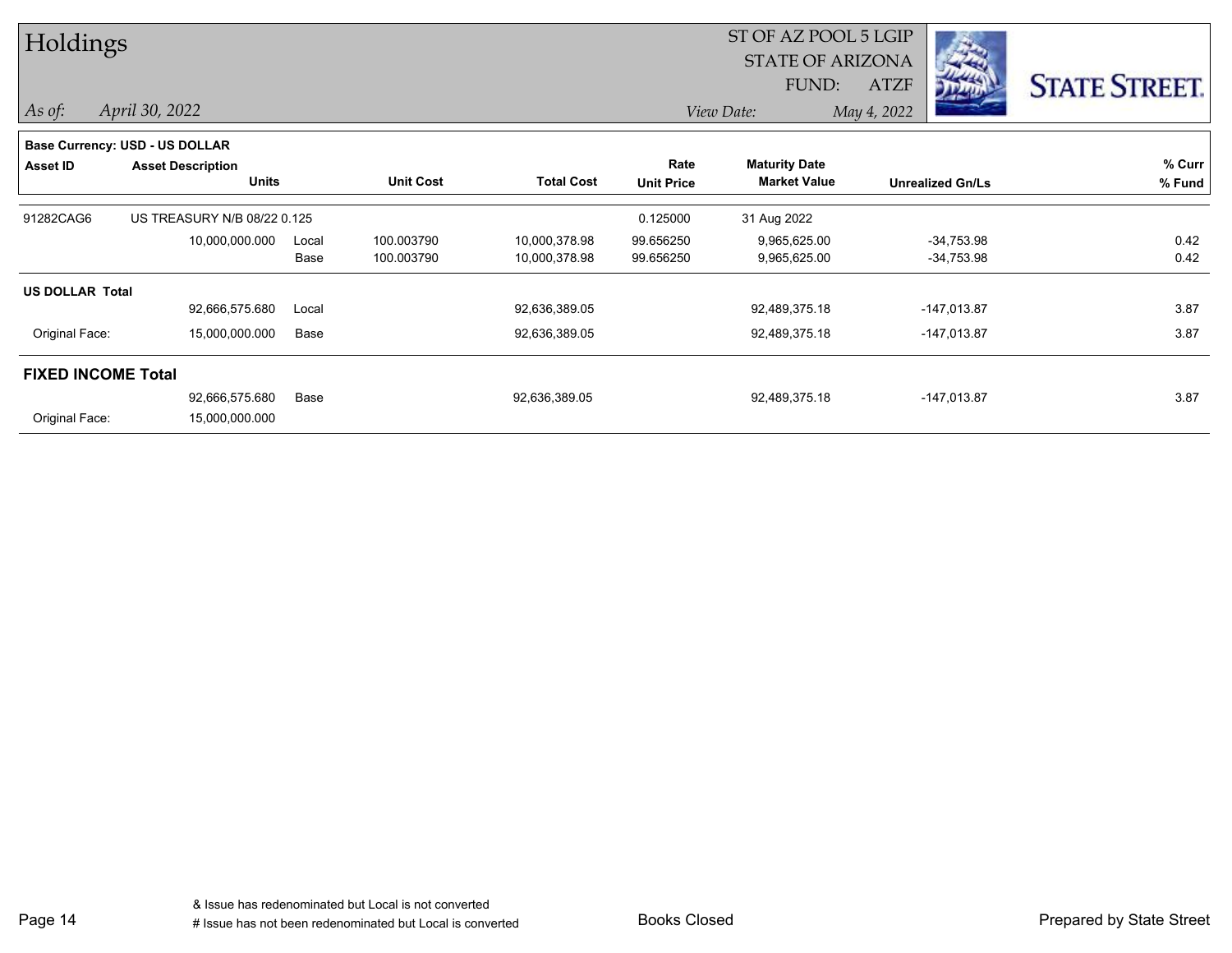# Holdings

ST OF AZ POOL 5 LGIP
STATE OF ARIZONA
FUND: ATZF

*As of:* *April 30, 2022*

*View Date:* *May 4, 2022*

STATE STREET.

**Base Currency: USD - US DOLLAR**

| Asset ID | Asset Description / Units | | Unit Cost | Total Cost | Rate / Unit Price | Maturity Date / Market Value | Unrealized Gn/Ls | % Curr / % Fund |
|---|---|---|---|---|---|---|---|---|
| 91282CAG6 | US TREASURY N/B 08/22 0.125 | | | | 0.125000 | 31 Aug 2022 | | |
| | 10,000,000.000 | Local | 100.003790 | 10,000,378.98 | 99.656250 | 9,965,625.00 | -34,753.98 | 0.42 |
| | | Base | 100.003790 | 10,000,378.98 | 99.656250 | 9,965,625.00 | -34,753.98 | 0.42 |
| **US DOLLAR Total** | | | | | | | | |
| | 92,666,575.680 | Local | | 92,636,389.05 | | 92,489,375.18 | -147,013.87 | 3.87 |
| Original Face: | 15,000,000.000 | Base | | 92,636,389.05 | | 92,489,375.18 | -147,013.87 | 3.87 |
| **FIXED INCOME Total** | | | | | | | | |
| | 92,666,575.680 | Base | | 92,636,389.05 | | 92,489,375.18 | -147,013.87 | 3.87 |
| Original Face: | 15,000,000.000 | | | | | | | |

& Issue has redenominated but Local is not converted
# Issue has not been redenominated but Local is converted

Books Closed

Prepared by State Street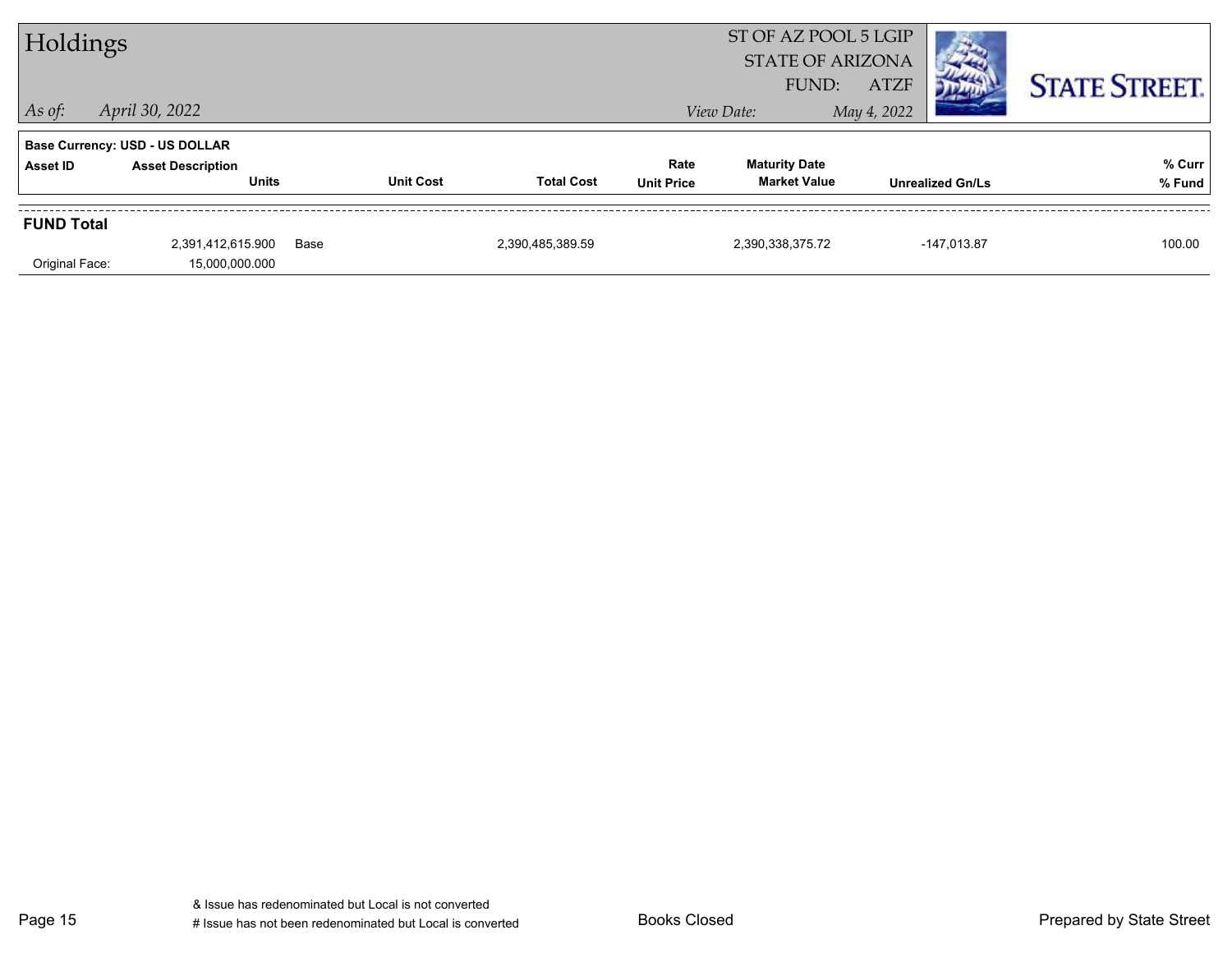# Holdings

ST OF AZ POOL 5 LGIP
STATE OF ARIZONA
FUND: ATZF

*As of:* *April 30, 2022*

*View Date:* *May 4, 2022*

STATE STREET.

**Base Currency: USD - US DOLLAR**

| Asset ID | Asset Description / Units | | Unit Cost | Total Cost | Rate / Unit Price | Maturity Date / Market Value | Unrealized Gn/Ls | % Curr / % Fund |
|---|---|---|---|---|---|---|---|---|
| **FUND Total** | | | | | | | | |
| | 2,391,412,615.900 | Base | | 2,390,485,389.59 | | 2,390,338,375.72 | -147,013.87 | 100.00 |
| Original Face: | 15,000,000.000 | | | | | | | |

& Issue has redenominated but Local is not converted
# Issue has not been redenominated but Local is converted

Books Closed

Prepared by State Street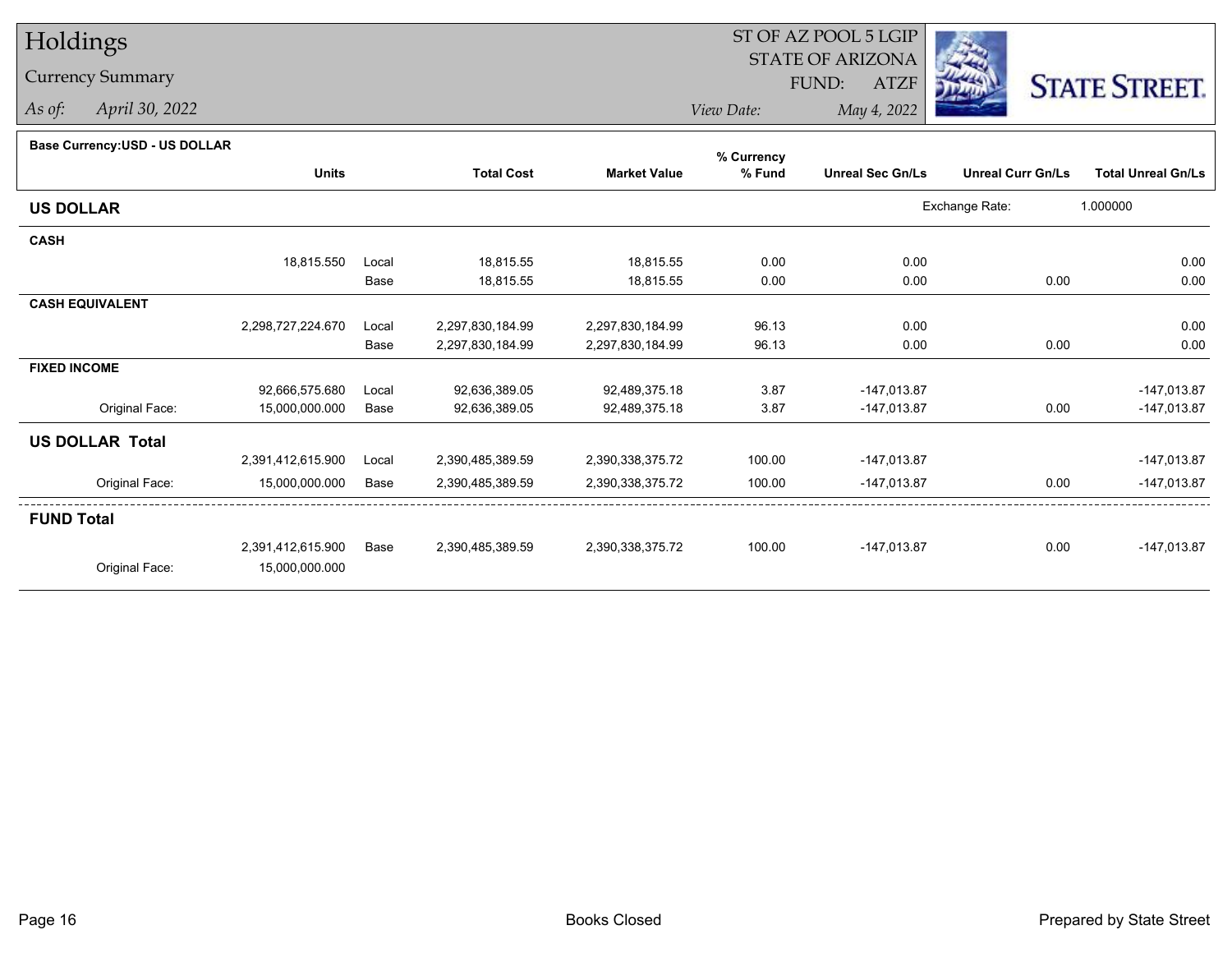# Holdings

## Currency Summary

*As of:* April 30, 2022

ST OF AZ POOL 5 LGIP
STATE OF ARIZONA
FUND: ATZF

*View Date:* May 4, 2022

STATE STREET.

**Base Currency:USD - US DOLLAR**

| | Units | | Total Cost | Market Value | % Currency % Fund | Unreal Sec Gn/Ls | Unreal Curr Gn/Ls | Total Unreal Gn/Ls |
|---|---|---|---|---|---|---|---|---|
| **US DOLLAR** | | | | | | Exchange Rate: | 1.000000 | |
| **CASH** | | | | | | | | |
| | 18,815.550 | Local | 18,815.55 | 18,815.55 | 0.00 | 0.00 | | 0.00 |
| | | Base | 18,815.55 | 18,815.55 | 0.00 | 0.00 | 0.00 | 0.00 |
| **CASH EQUIVALENT** | | | | | | | | |
| | 2,298,727,224.670 | Local | 2,297,830,184.99 | 2,297,830,184.99 | 96.13 | 0.00 | | 0.00 |
| | | Base | 2,297,830,184.99 | 2,297,830,184.99 | 96.13 | 0.00 | 0.00 | 0.00 |
| **FIXED INCOME** | | | | | | | | |
| | 92,666,575.680 | Local | 92,636,389.05 | 92,489,375.18 | 3.87 | -147,013.87 | | -147,013.87 |
| Original Face: | 15,000,000.000 | Base | 92,636,389.05 | 92,489,375.18 | 3.87 | -147,013.87 | 0.00 | -147,013.87 |
| **US DOLLAR Total** | | | | | | | | |
| | 2,391,412,615.900 | Local | 2,390,485,389.59 | 2,390,338,375.72 | 100.00 | -147,013.87 | | -147,013.87 |
| Original Face: | 15,000,000.000 | Base | 2,390,485,389.59 | 2,390,338,375.72 | 100.00 | -147,013.87 | 0.00 | -147,013.87 |
| **FUND Total** | | | | | | | | |
| | 2,391,412,615.900 | Base | 2,390,485,389.59 | 2,390,338,375.72 | 100.00 | -147,013.87 | 0.00 | -147,013.87 |
| Original Face: | 15,000,000.000 | | | | | | | |

Books Closed

Prepared by State Street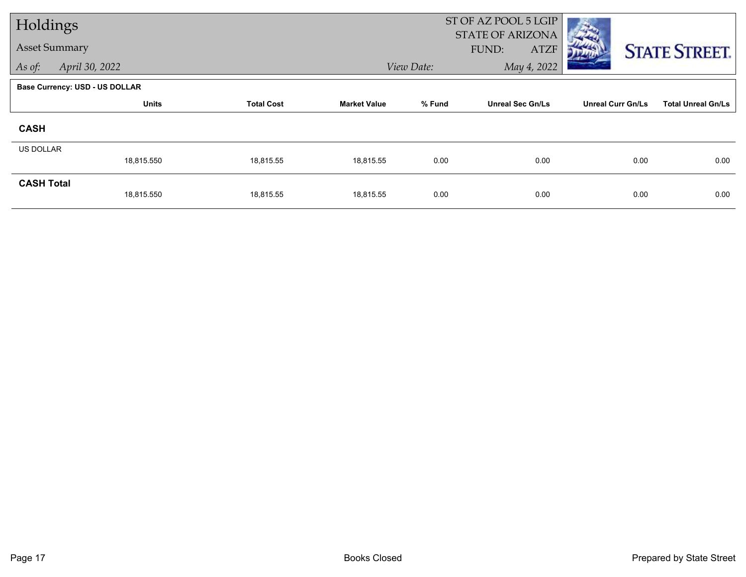# Holdings

## Asset Summary

*As of:* *April 30, 2022*

ST OF AZ POOL 5 LGIP
STATE OF ARIZONA
FUND: ATZF

*View Date:* *May 4, 2022*

**Base Currency: USD - US DOLLAR**

| | Units | Total Cost | Market Value | % Fund | Unreal Sec Gn/Ls | Unreal Curr Gn/Ls | Total Unreal Gn/Ls |
|---|---|---|---|---|---|---|---|
| **CASH** | | | | | | | |
| US DOLLAR | 18,815.550 | 18,815.55 | 18,815.55 | 0.00 | 0.00 | 0.00 | 0.00 |
| **CASH Total** | 18,815.550 | 18,815.55 | 18,815.55 | 0.00 | 0.00 | 0.00 | 0.00 |

Books Closed

Prepared by State Street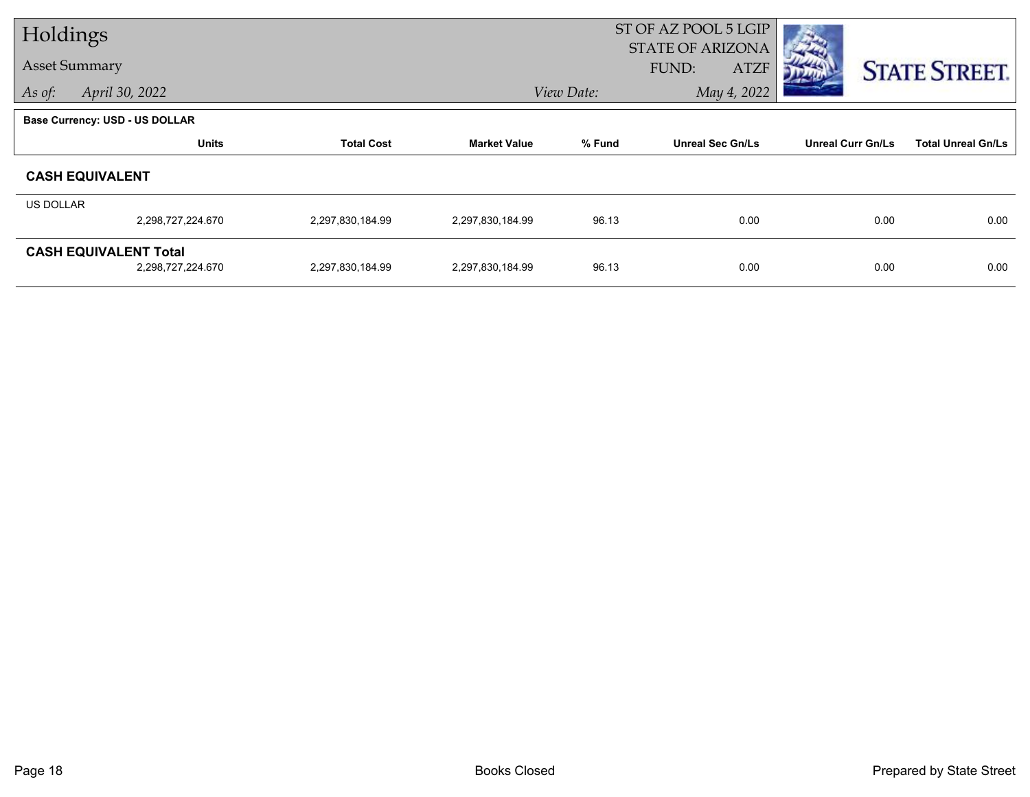# Holdings

## Asset Summary

*As of:* April 30, 2022

ST OF AZ POOL 5 LGIP
STATE OF ARIZONA
FUND: ATZF

*View Date:* May 4, 2022

**Base Currency: USD - US DOLLAR**

| | Units | Total Cost | Market Value | % Fund | Unreal Sec Gn/Ls | Unreal Curr Gn/Ls | Total Unreal Gn/Ls |
|---|---|---|---|---|---|---|---|
| **CASH EQUIVALENT** | | | | | | | |
| US DOLLAR | 2,298,727,224.670 | 2,297,830,184.99 | 2,297,830,184.99 | 96.13 | 0.00 | 0.00 | 0.00 |
| **CASH EQUIVALENT Total** | 2,298,727,224.670 | 2,297,830,184.99 | 2,297,830,184.99 | 96.13 | 0.00 | 0.00 | 0.00 |

Books Closed

Prepared by State Street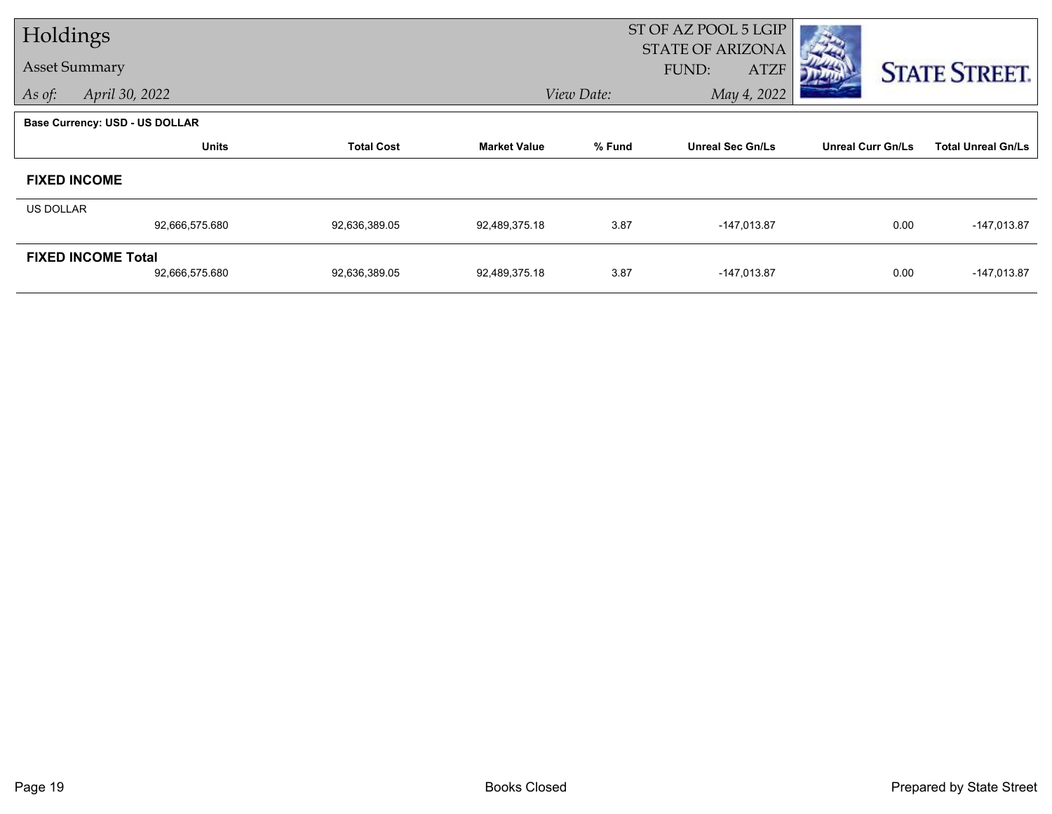# Holdings

## Asset Summary

*As of:* *April 30, 2022*

ST OF AZ POOL 5 LGIP
STATE OF ARIZONA
FUND: ATZF

*View Date:* *May 4, 2022*

**Base Currency: USD - US DOLLAR**

| | Units | Total Cost | Market Value | % Fund | Unreal Sec Gn/Ls | Unreal Curr Gn/Ls | Total Unreal Gn/Ls |
|---|---|---|---|---|---|---|---|
| **FIXED INCOME** | | | | | | | |
| US DOLLAR | 92,666,575.680 | 92,636,389.05 | 92,489,375.18 | 3.87 | -147,013.87 | 0.00 | -147,013.87 |
| **FIXED INCOME Total** | 92,666,575.680 | 92,636,389.05 | 92,489,375.18 | 3.87 | -147,013.87 | 0.00 | -147,013.87 |

Books Closed

Prepared by State Street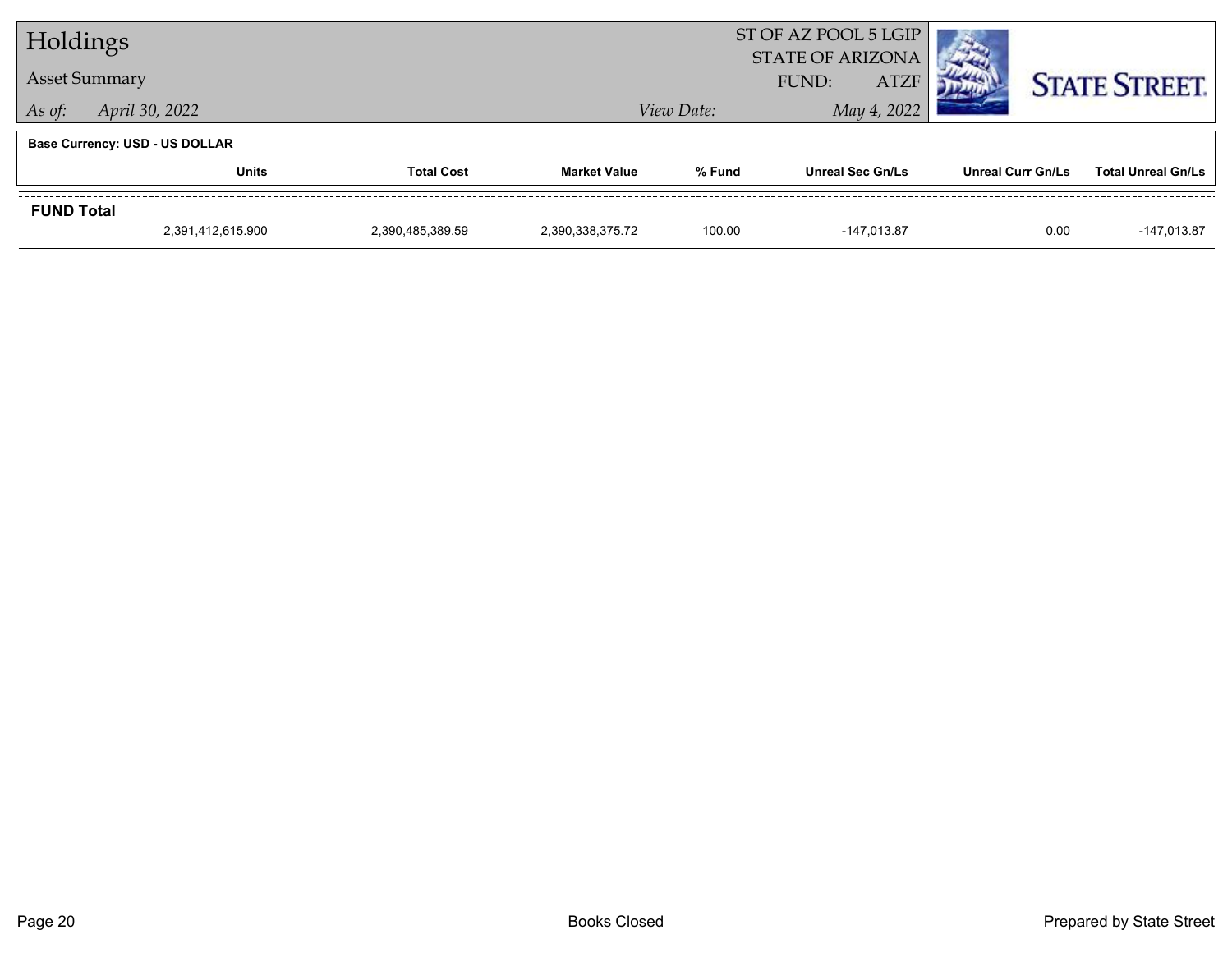# Holdings

Asset Summary

*As of:* *April 30, 2022*

ST OF AZ POOL 5 LGIP
STATE OF ARIZONA
FUND: ATZF

*View Date:* *May 4, 2022*

**Base Currency: USD - US DOLLAR**

| | Units | Total Cost | Market Value | % Fund | Unreal Sec Gn/Ls | Unreal Curr Gn/Ls | Total Unreal Gn/Ls |
|---|---|---|---|---|---|---|---|
| **FUND Total** | | | | | | | |
| | 2,391,412,615.900 | 2,390,485,389.59 | 2,390,338,375.72 | 100.00 | -147,013.87 | 0.00 | -147,013.87 |

Books Closed

Prepared by State Street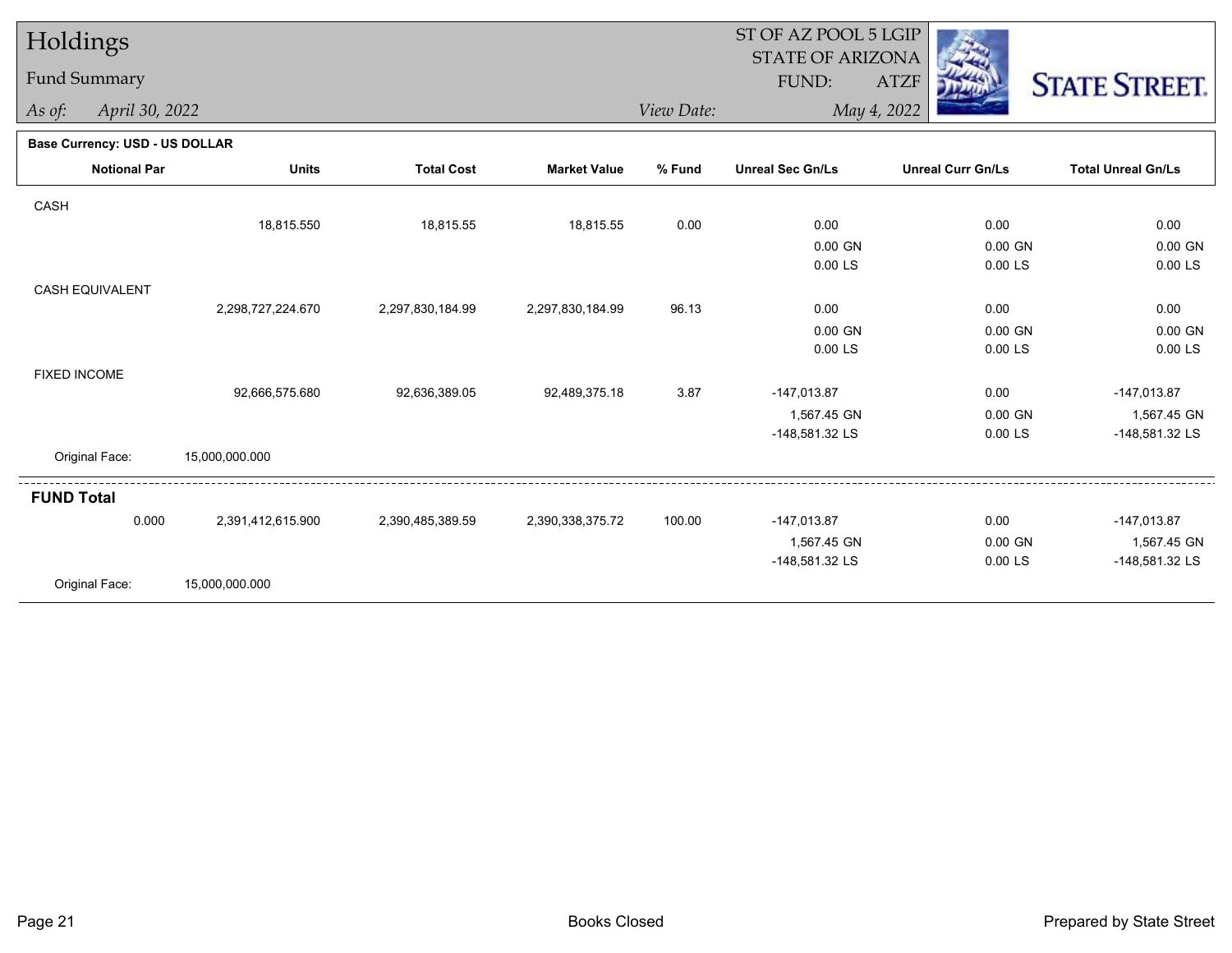# Holdings

Fund Summary

*As of:* *April 30, 2022*

ST OF AZ POOL 5 LGIP
STATE OF ARIZONA
FUND: ATZF

*View Date:* *May 4, 2022*

STATE STREET.

**Base Currency: USD - US DOLLAR**

| Notional Par | Units | Total Cost | Market Value | % Fund | Unreal Sec Gn/Ls | Unreal Curr Gn/Ls | Total Unreal Gn/Ls |
|---|---|---|---|---|---|---|---|
| CASH | | | | | | | |
| | 18,815.550 | 18,815.55 | 18,815.55 | 0.00 | 0.00 | 0.00 | 0.00 |
| | | | | | 0.00 GN | 0.00 GN | 0.00 GN |
| | | | | | 0.00 LS | 0.00 LS | 0.00 LS |
| CASH EQUIVALENT | | | | | | | |
| | 2,298,727,224.670 | 2,297,830,184.99 | 2,297,830,184.99 | 96.13 | 0.00 | 0.00 | 0.00 |
| | | | | | 0.00 GN | 0.00 GN | 0.00 GN |
| | | | | | 0.00 LS | 0.00 LS | 0.00 LS |
| FIXED INCOME | | | | | | | |
| | 92,666,575.680 | 92,636,389.05 | 92,489,375.18 | 3.87 | -147,013.87 | 0.00 | -147,013.87 |
| | | | | | 1,567.45 GN | 0.00 GN | 1,567.45 GN |
| | | | | | -148,581.32 LS | 0.00 LS | -148,581.32 LS |
| Original Face: | 15,000,000.000 | | | | | | |
| **FUND Total** | | | | | | | |
| 0.000 | 2,391,412,615.900 | 2,390,485,389.59 | 2,390,338,375.72 | 100.00 | -147,013.87 | 0.00 | -147,013.87 |
| | | | | | 1,567.45 GN | 0.00 GN | 1,567.45 GN |
| | | | | | -148,581.32 LS | 0.00 LS | -148,581.32 LS |
| Original Face: | 15,000,000.000 | | | | | | |

Books Closed

Prepared by State Street